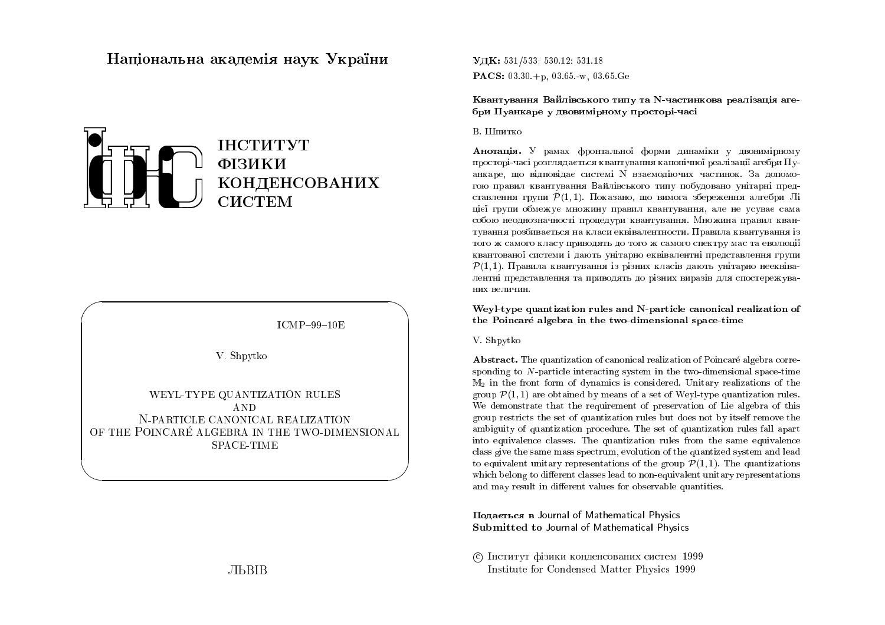Національна академія наук України

ІНСТИТУТ ФІЗИКИ КОНДЕНСОВАНИХ СИСТЕМ

ICMP–99–10E

V. Shpytko

# WEYL-TYPE QUANTIZATION RULES AND N-PARTICLE CANONICAL REALIZATION OF THE POINCARÉ ALGEBRA IN THE TWO-DIMENSIONAL SPACE-TIME

ЛЬВІВ

**УДК:** 531/533; 530.12: 531.18

**PACS:** 03.30.+p, 03.65.-w, 03.65.Ge

**Квантування Вайлівського типу та N-частинкова реалізація агебри Пуанкаре у двовимірному просторі-часі**

В. Шпитко

**Анотація.** У рамках фронтальної форми динаміки у двовимірному просторі-часі розглядається квантування канонічної реалізації агебри Пуанкаре, що відповідає системі N взаємодіючих частинок. За допомогою правил квантування Вайлівського типу побудовано унітарні представлення групи $\mathcal{P}(1,1)$. Показано, що вимога збереження алгебри Лі цієї групи обмежує множину правил квантування, але не усуває сама собою неоднозначності процедури квантування. Множина правил квантування розбивається на класи еквівалентності. Правила квантування із того ж самого класу приводять до того ж самого спектру мас та еволюції квантованої системи і дають унітарно еквівалентні представлення групи $\mathcal{P}(1,1)$. Правила квантування із різних класів дають унітарно нееквівалентні представлення та приводять до різних виразів для спостережуваних величин.

**Weyl-type quantization rules and N-particle canonical realization of the Poincaré algebra in the two-dimensional space-time**

V. Shpytko

**Abstract.** The quantization of canonical realization of Poincaré algebra corresponding to $N$-particle interacting system in the two-dimensional space-time $\mathbb{M}_2$ in the front form of dynamics is considered. Unitary realizations of the group $\mathcal{P}(1,1)$ are obtained by means of a set of Weyl-type quantization rules. We demonstrate that the requirement of preservation of Lie algebra of this group restricts the set of quantization rules but does not by itself remove the ambiguity of quantization procedure. The set of quantization rules fall apart into equivalence classes. The quantization rules from the same equivalence class give the same mass spectrum, evolution of the quantized system and lead to equivalent unitary representations of the group $\mathcal{P}(1,1)$. The quantizations which belong to different classes lead to non-equivalent unitary representations and may result in different values for observable quantities.

**Подається в** Journal of Mathematical Physics
**Submitted to** Journal of Mathematical Physics

© Інститут фізики конденсованих систем 1999
Institute for Condensed Matter Physics 1999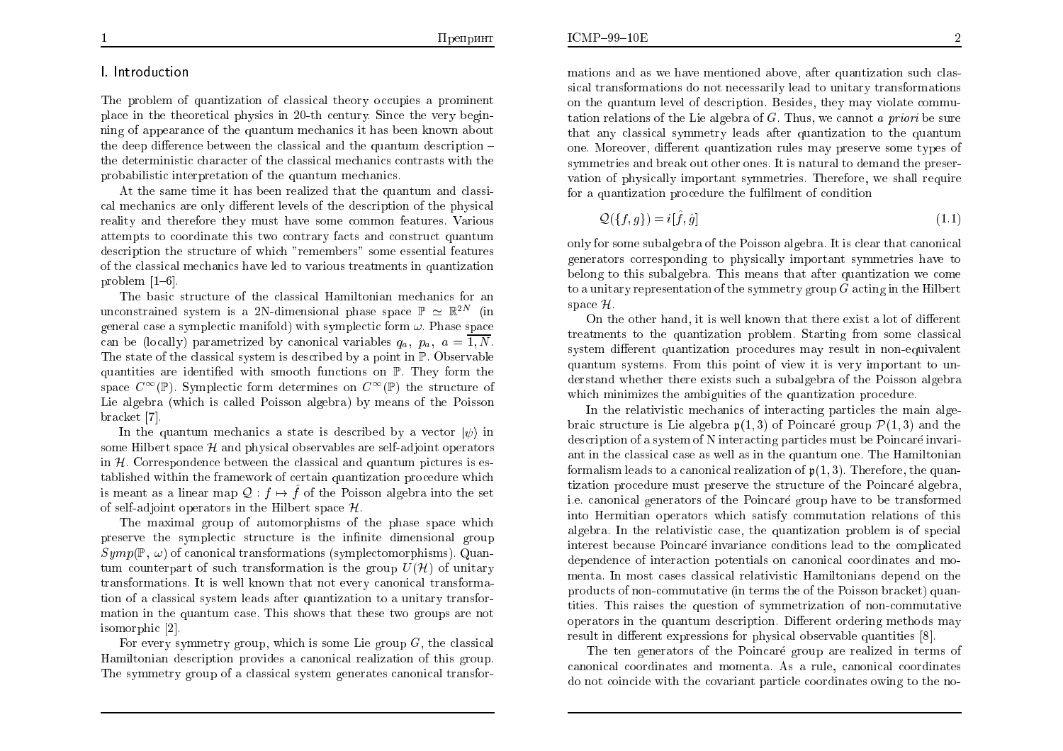# I. Introduction

The problem of quantization of classical theory occupies a prominent place in the theoretical physics in 20-th century. Since the very beginning of appearance of the quantum mechanics it has been known about the deep difference between the classical and the quantum description – the deterministic character of the classical mechanics contrasts with the probabilistic interpretation of the quantum mechanics.

At the same time it has been realized that the quantum and classical mechanics are only different levels of the description of the physical reality and therefore they must have some common features. Various attempts to coordinate this two contrary facts and construct quantum description the structure of which "remembers" some essential features of the classical mechanics have led to various treatments in quantization problem [1–6].

The basic structure of the classical Hamiltonian mechanics for an unconstrained system is a 2N-dimensional phase space $\mathbb{P} \simeq \mathbb{R}^{2N}$ (in general case a symplectic manifold) with symplectic form $\omega$. Phase space can be (locally) parametrized by canonical variables $q_a,\ p_a,\ a = \overline{1,N}$. The state of the classical system is described by a point in $\mathbb{P}$. Observable quantities are identified with smooth functions on $\mathbb{P}$. They form the space $C^\infty(\mathbb{P})$. Symplectic form determines on $C^\infty(\mathbb{P})$ the structure of Lie algebra (which is called Poisson algebra) by means of the Poisson bracket [7].

In the quantum mechanics a state is described by a vector $|\psi\rangle$ in some Hilbert space $\mathcal{H}$ and physical observables are self-adjoint operators in $\mathcal{H}$. Correspondence between the classical and quantum pictures is established within the framework of certain quantization procedure which is meant as a linear map $\mathcal{Q} : f \mapsto \hat{f}$ of the Poisson algebra into the set of self-adjoint operators in the Hilbert space $\mathcal{H}$.

The maximal group of automorphisms of the phase space which preserve the symplectic structure is the infinite dimensional group $Symp(\mathbb{P},\, \omega)$ of canonical transformations (symplectomorphisms). Quantum counterpart of such transformation is the group $U(\mathcal{H})$ of unitary transformations. It is well known that not every canonical transformation of a classical system leads after quantization to a unitary transformation in the quantum case. This shows that these two groups are not isomorphic [2].

For every symmetry group, which is some Lie group $G$, the classical Hamiltonian description provides a canonical realization of this group. The symmetry group of a classical system generates canonical transformations and as we have mentioned above, after quantization such classical transformations do not necessarily lead to unitary transformations on the quantum level of description. Besides, they may violate commutation relations of the Lie algebra of $G$. Thus, we cannot *a priori* be sure that any classical symmetry leads after quantization to the quantum one. Moreover, different quantization rules may preserve some types of symmetries and break out other ones. It is natural to demand the preservation of physically important symmetries. Therefore, we shall require for a quantization procedure the fulfilment of condition

$$\mathcal{Q}(\{f,g\}) = i[\hat{f},\hat{g}] \tag{1.1}$$

only for some subalgebra of the Poisson algebra. It is clear that canonical generators corresponding to physically important symmetries have to belong to this subalgebra. This means that after quantization we come to a unitary representation of the symmetry group $G$ acting in the Hilbert space $\mathcal{H}$.

On the other hand, it is well known that there exist a lot of different treatments to the quantization problem. Starting from some classical system different quantization procedures may result in non-equivalent quantum systems. From this point of view it is very important to understand whether there exists such a subalgebra of the Poisson algebra which minimizes the ambiguities of the quantization procedure.

In the relativistic mechanics of interacting particles the main algebraic structure is Lie algebra $\mathfrak{p}(1,3)$ of Poincaré group $\mathcal{P}(1,3)$ and the description of a system of N interacting particles must be Poincaré invariant in the classical case as well as in the quantum one. The Hamiltonian formalism leads to a canonical realization of $\mathfrak{p}(1,3)$. Therefore, the quantization procedure must preserve the structure of the Poincaré algebra, i.e. canonical generators of the Poincaré group have to be transformed into Hermitian operators which satisfy commutation relations of this algebra. In the relativistic case, the quantization problem is of special interest because Poincaré invariance conditions lead to the complicated dependence of interaction potentials on canonical coordinates and momenta. In most cases classical relativistic Hamiltonians depend on the products of non-commutative (in terms the of the Poisson bracket) quantities. This raises the question of symmetrization of non-commutative operators in the quantum description. Different ordering methods may result in different expressions for physical observable quantities [8].

The ten generators of the Poincaré group are realized in terms of canonical coordinates and momenta. As a rule, canonical coordinates do not coincide with the covariant particle coordinates owing to the no-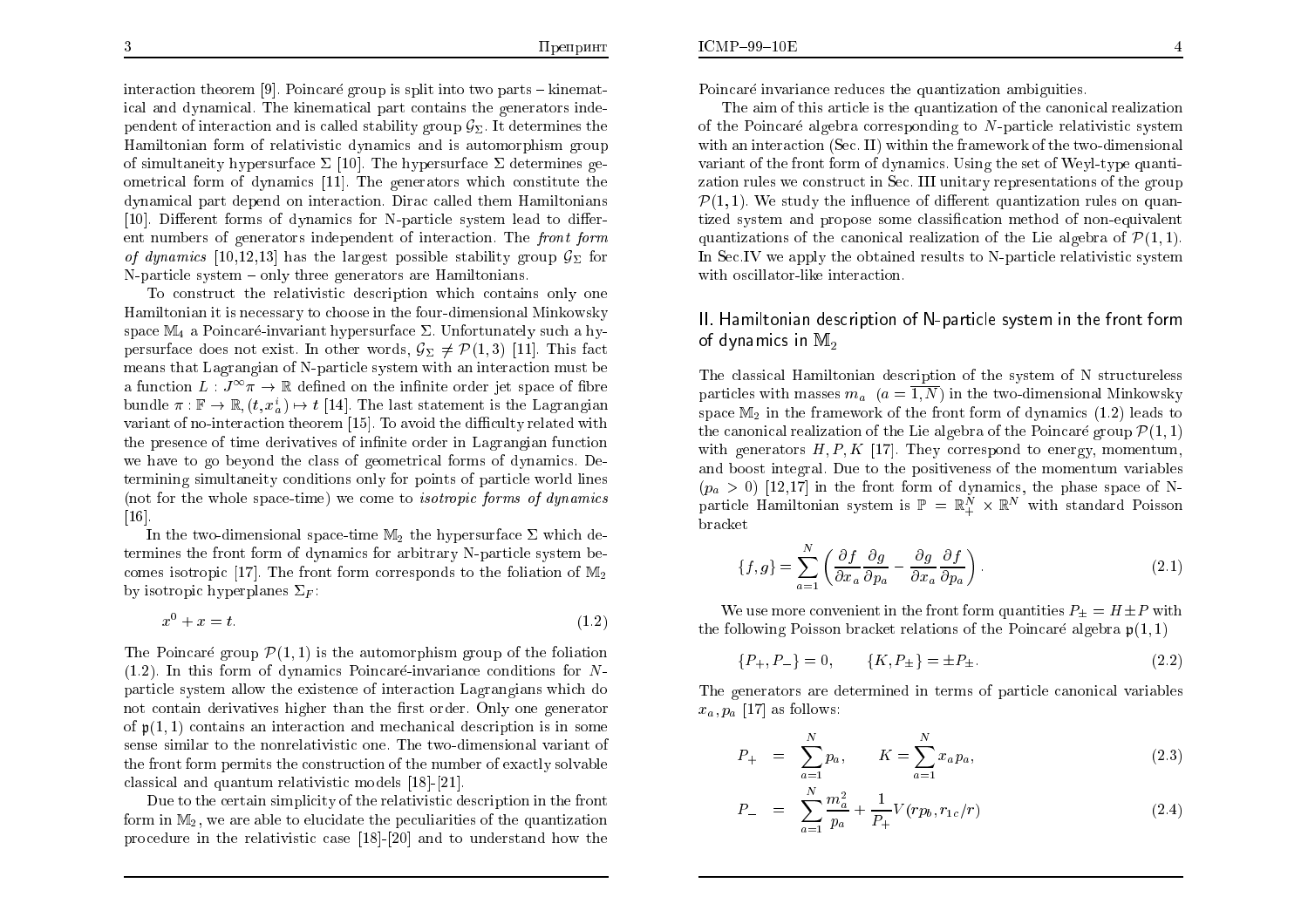interaction theorem [9]. Poincaré group is split into two parts – kinematical and dynamical. The kinematical part contains the generators independent of interaction and is called stability group $\mathcal{G}_\Sigma$. It determines the Hamiltonian form of relativistic dynamics and is automorphism group of simultaneity hypersurface $\Sigma$ [10]. The hypersurface $\Sigma$ determines geometrical form of dynamics [11]. The generators which constitute the dynamical part depend on interaction. Dirac called them Hamiltonians [10]. Different forms of dynamics for N-particle system lead to different numbers of generators independent of interaction. The *front form of dynamics* [10,12,13] has the largest possible stability group $\mathcal{G}_\Sigma$ for N-particle system – only three generators are Hamiltonians.

To construct the relativistic description which contains only one Hamiltonian it is necessary to choose in the four-dimensional Minkowsky space $\mathbb{M}_4$ a Poincaré-invariant hypersurface $\Sigma$. Unfortunately such a hypersurface does not exist. In other words, $\mathcal{G}_\Sigma \neq \mathcal{P}(1,3)$ [11]. This fact means that Lagrangian of N-particle system with an interaction must be a function $L : J^\infty\pi \to \mathbb{R}$ defined on the infinite order jet space of fibre bundle $\pi : \mathbb{F} \to \mathbb{R}, (t, x_a^i) \mapsto t$ [14]. The last statement is the Lagrangian variant of no-interaction theorem [15]. To avoid the difficulty related with the presence of time derivatives of infinite order in Lagrangian function we have to go beyond the class of geometrical forms of dynamics. Determining simultaneity conditions only for points of particle world lines (not for the whole space-time) we come to *isotropic forms of dynamics* [16].

In the two-dimensional space-time $\mathbb{M}_2$ the hypersurface $\Sigma$ which determines the front form of dynamics for arbitrary N-particle system becomes isotropic [17]. The front form corresponds to the foliation of $\mathbb{M}_2$ by isotropic hyperplanes $\Sigma_F$:

$$x^0 + x = t. \tag{1.2}$$

The Poincaré group $\mathcal{P}(1,1)$ is the automorphism group of the foliation (1.2). In this form of dynamics Poincaré-invariance conditions for $N$-particle system allow the existence of interaction Lagrangians which do not contain derivatives higher than the first order. Only one generator of $\mathfrak{p}(1,1)$ contains an interaction and mechanical description is in some sense similar to the nonrelativistic one. The two-dimensional variant of the front form permits the construction of the number of exactly solvable classical and quantum relativistic models [18]-[21].

Due to the certain simplicity of the relativistic description in the front form in $\mathbb{M}_2$, we are able to elucidate the peculiarities of the quantization procedure in the relativistic case [18]-[20] and to understand how the Poincaré invariance reduces the quantization ambiguities.

The aim of this article is the quantization of the canonical realization of the Poincaré algebra corresponding to $N$-particle relativistic system with an interaction (Sec. II) within the framework of the two-dimensional variant of the front form of dynamics. Using the set of Weyl-type quantization rules we construct in Sec. III unitary representations of the group $\mathcal{P}(1,1)$. We study the influence of different quantization rules on quantized system and propose some classification method of non-equivalent quantizations of the canonical realization of the Lie algebra of $\mathcal{P}(1,1)$. In Sec.IV we apply the obtained results to N-particle relativistic system with oscillator-like interaction.

## II. Hamiltonian description of N-particle system in the front form of dynamics in $\mathbb{M}_2$

The classical Hamiltonian description of the system of N structureless particles with masses $m_a$ $(a = \overline{1,N})$ in the two-dimensional Minkowsky space $\mathbb{M}_2$ in the framework of the front form of dynamics (1.2) leads to the canonical realization of the Lie algebra of the Poincaré group $\mathcal{P}(1,1)$ with generators $H, P, K$ [17]. They correspond to energy, momentum, and boost integral. Due to the positiveness of the momentum variables $(p_a > 0)$ [12,17] in the front form of dynamics, the phase space of N-particle Hamiltonian system is $\mathbb{P} = \mathbb{R}_+^N \times \mathbb{R}^N$ with standard Poisson bracket

$$\{f, g\} = \sum_{a=1}^{N} \left( \frac{\partial f}{\partial x_a}\frac{\partial g}{\partial p_a} - \frac{\partial g}{\partial x_a}\frac{\partial f}{\partial p_a} \right). \tag{2.1}$$

We use more convenient in the front form quantities $P_\pm = H \pm P$ with the following Poisson bracket relations of the Poincaré algebra $\mathfrak{p}(1,1)$

$$\{P_+, P_-\} = 0, \qquad \{K, P_\pm\} = \pm P_\pm. \tag{2.2}$$

The generators are determined in terms of particle canonical variables $x_a, p_a$ [17] as follows:

$$P_+ = \sum_{a=1}^{N} p_a, \qquad K = \sum_{a=1}^{N} x_a p_a, \tag{2.3}$$

$$P_- = \sum_{a=1}^{N} \frac{m_a^2}{p_a} + \frac{1}{P_+} V(rp_b, r_{1c}/r) \tag{2.4}$$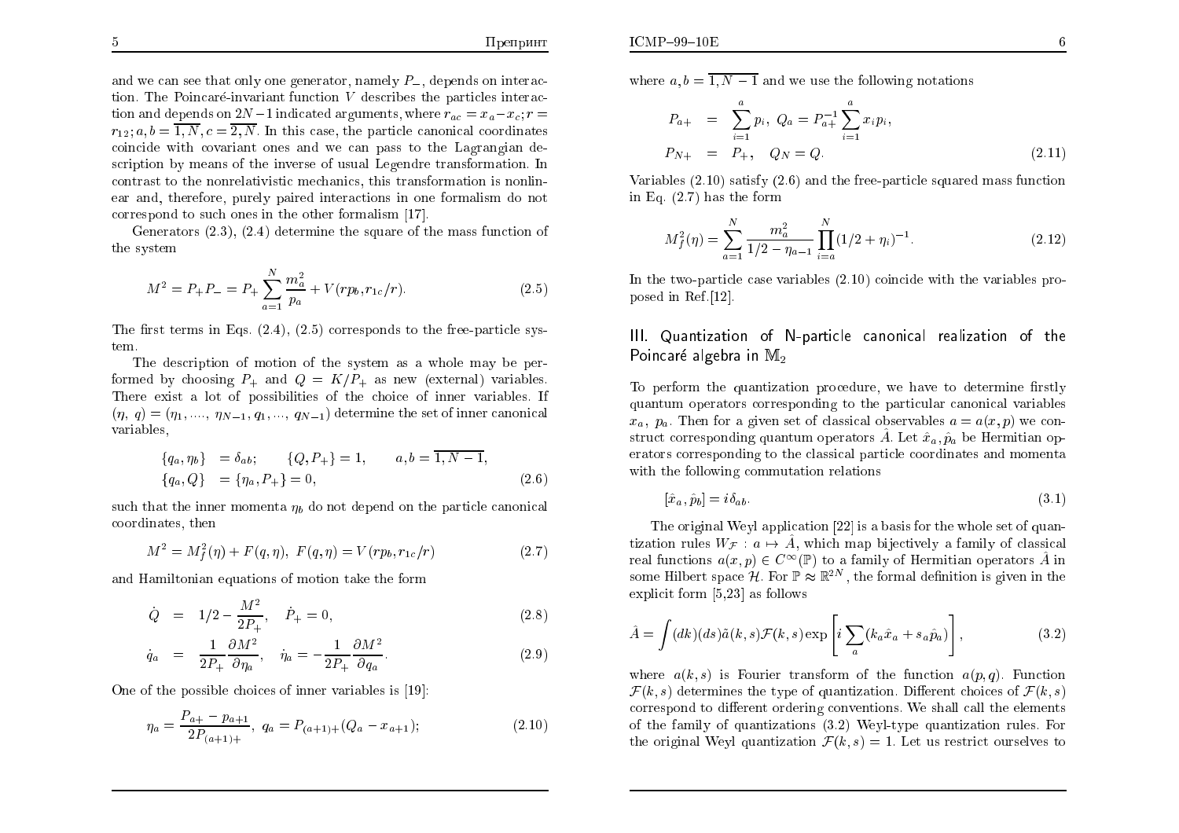and we can see that only one generator, namely $P_-$, depends on interaction. The Poincaré-invariant function $V$ describes the particles interaction and depends on $2N-1$ indicated arguments, where $r_{ac} = x_a - x_c; r = r_{12}; a, b = \overline{1, N}, c = \overline{2, N}$. In this case, the particle canonical coordinates coincide with covariant ones and we can pass to the Lagrangian description by means of the inverse of usual Legendre transformation. In contrast to the nonrelativistic mechanics, this transformation is nonlinear and, therefore, purely paired interactions in one formalism do not correspond to such ones in the other formalism [17].

Generators (2.3), (2.4) determine the square of the mass function of the system

$$M^2 = P_+ P_- = P_+ \sum_{a=1}^{N} \frac{m_a^2}{p_a} + V(rp_b, r_{1c}/r). \tag{2.5}$$

The first terms in Eqs. (2.4), (2.5) corresponds to the free-particle system.

The description of motion of the system as a whole may be performed by choosing $P_+$ and $Q = K/P_+$ as new (external) variables. There exist a lot of possibilities of the choice of inner variables. If $(\eta,\ q) = (\eta_1, \ldots,\ \eta_{N-1}, q_1, \ldots,\ q_{N-1})$ determine the set of inner canonical variables,

$$\begin{aligned}
\{q_a, \eta_b\} &= \delta_{ab}; \qquad \{Q, P_+\} = 1, \qquad a, b = \overline{1, N-1}, \\
\{q_a, Q\} &= \{\eta_a, P_+\} = 0,
\end{aligned} \tag{2.6}$$

such that the inner momenta $\eta_b$ do not depend on the particle canonical coordinates, then

$$M^2 = M_f^2(\eta) + F(q, \eta),\ F(q, \eta) = V(rp_b, r_{1c}/r) \tag{2.7}$$

and Hamiltonian equations of motion take the form

$$\dot{Q} = 1/2 - \frac{M^2}{2P_+^2}, \quad \dot{P}_+ = 0, \tag{2.8}$$

$$\dot{q}_a = \frac{1}{2P_+}\frac{\partial M^2}{\partial \eta_a}, \quad \dot{\eta}_a = -\frac{1}{2P_+}\frac{\partial M^2}{\partial q_a}. \tag{2.9}$$

One of the possible choices of inner variables is [19]:

$$\eta_a = \frac{P_{a+} - p_{a+1}}{2P_{(a+1)+}},\ q_a = P_{(a+1)+}(Q_a - x_{a+1}); \tag{2.10}$$

where $a, b = \overline{1, N-1}$ and we use the following notations

$$\begin{aligned}
P_{a+} &= \sum_{i=1}^{a} p_i,\ Q_a = P_{a+}^{-1} \sum_{i=1}^{a} x_i p_i, \\
P_{N+} &= P_+, \quad Q_N = Q.
\end{aligned} \tag{2.11}$$

Variables (2.10) satisfy (2.6) and the free-particle squared mass function in Eq. (2.7) has the form

$$M_f^2(\eta) = \sum_{a=1}^{N} \frac{m_a^2}{1/2 - \eta_{a-1}} \prod_{i=a}^{N} (1/2 + \eta_i)^{-1}. \tag{2.12}$$

In the two-particle case variables (2.10) coincide with the variables proposed in Ref.[12].

## III. Quantization of N-particle canonical realization of the Poincaré algebra in $\mathbb{M}_2$

To perform the quantization procedure, we have to determine firstly quantum operators corresponding to the particular canonical variables $x_a,\ p_a$. Then for a given set of classical observables $a = a(x, p)$ we construct corresponding quantum operators $\hat{A}$. Let $\hat{x}_a, \hat{p}_a$ be Hermitian operators corresponding to the classical particle coordinates and momenta with the following commutation relations

$$[\hat{x}_a, \hat{p}_b] = i\delta_{ab}. \tag{3.1}$$

The original Weyl application [22] is a basis for the whole set of quantization rules $W_{\mathcal{F}} : a \mapsto \hat{A}$, which map bijectively a family of classical real functions $a(x, p) \in C^\infty(\mathbb{P})$ to a family of Hermitian operators $\hat{A}$ in some Hilbert space $\mathcal{H}$. For $\mathbb{P} \approx \mathbb{R}^{2N}$, the formal definition is given in the explicit form [5,23] as follows

$$\hat{A} = \int (dk)(ds)\tilde{a}(k, s)\mathcal{F}(k, s) \exp\left[i\sum_a (k_a \hat{x}_a + s_a \hat{p}_a)\right], \tag{3.2}$$

where $a(k, s)$ is Fourier transform of the function $a(p, q)$. Function $\mathcal{F}(k, s)$ determines the type of quantization. Different choices of $\mathcal{F}(k, s)$ correspond to different ordering conventions. We shall call the elements of the family of quantizations (3.2) Weyl-type quantization rules. For the original Weyl quantization $\mathcal{F}(k, s) = 1$. Let us restrict ourselves to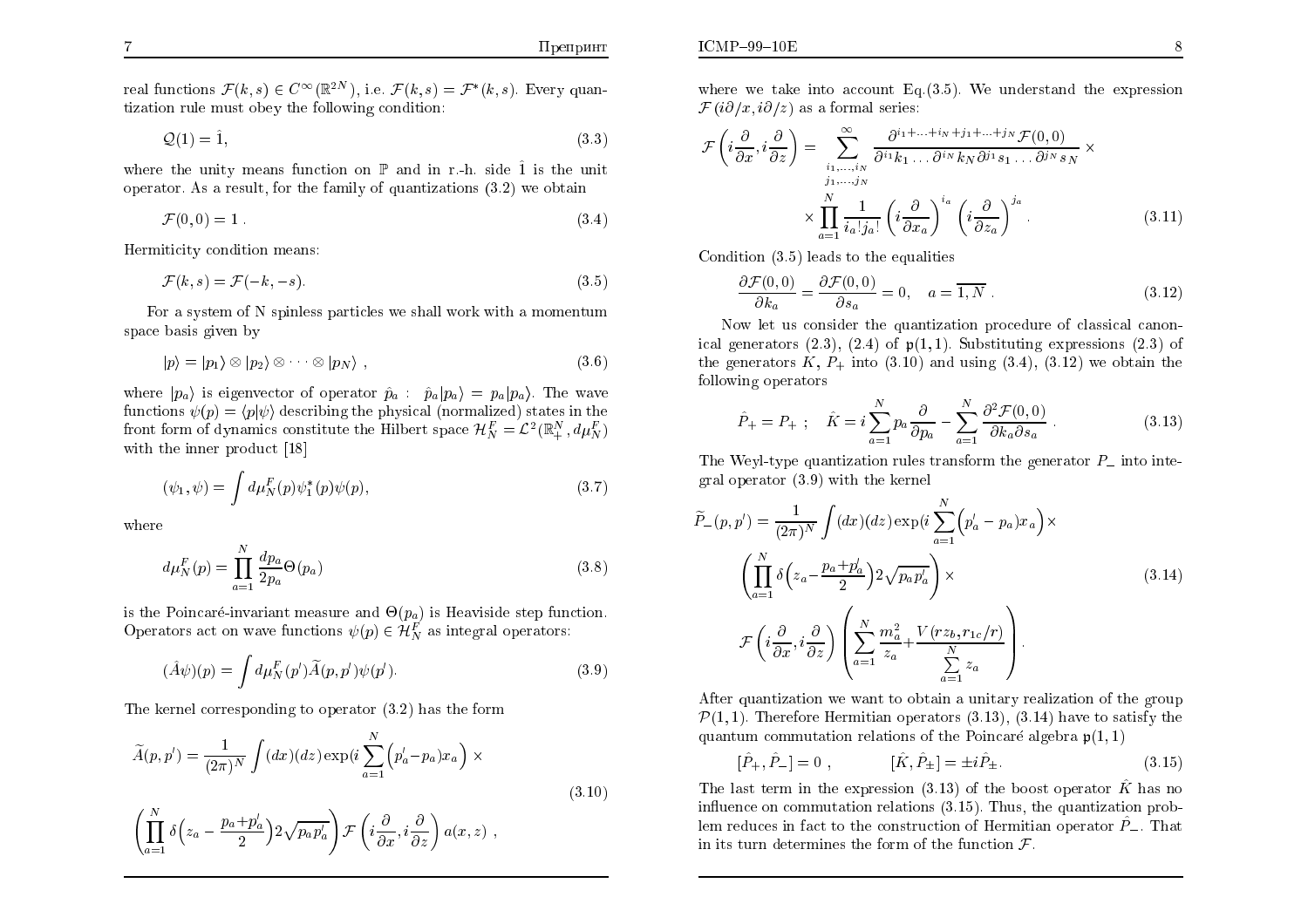real functions $\mathcal{F}(k,s) \in C^{\infty}(\mathbb{R}^{2N})$, i.e. $\mathcal{F}(k,s) = \mathcal{F}^{*}(k,s)$. Every quantization rule must obey the following condition:

$$\mathcal{Q}(1) = \hat{1}, \tag{3.3}$$

where the unity means function on $\mathbb{P}$ and in r.-h. side $\hat{1}$ is the unit operator. As a result, for the family of quantizations (3.2) we obtain

$$\mathcal{F}(0,0) = 1 \ . \tag{3.4}$$

Hermiticity condition means:

$$\mathcal{F}(k,s) = \mathcal{F}(-k,-s). \tag{3.5}$$

For a system of N spinless particles we shall work with a momentum space basis given by

$$|p\rangle = |p_1\rangle \otimes |p_2\rangle \otimes \cdots \otimes |p_N\rangle \ , \tag{3.6}$$

where $|p_a\rangle$ is eigenvector of operator $\hat{p}_a$ : $\hat{p}_a|p_a\rangle = p_a|p_a\rangle$. The wave functions $\psi(p) = \langle p|\psi\rangle$ describing the physical (normalized) states in the front form of dynamics constitute the Hilbert space $\mathcal{H}^F_N = \mathcal{L}^2(\mathbb{R}^N_+, d\mu^F_N)$ with the inner product [18]

$$(\psi_1, \psi) = \int d\mu^F_N(p)\psi_1^*(p)\psi(p), \tag{3.7}$$

where

$$d\mu^F_N(p) = \prod_{a=1}^{N} \frac{dp_a}{2p_a}\Theta(p_a) \tag{3.8}$$

is the Poincaré-invariant measure and $\Theta(p_a)$ is Heaviside step function. Operators act on wave functions $\psi(p) \in \mathcal{H}^F_N$ as integral operators:

$$(\hat{A}\psi)(p) = \int d\mu^F_N(p')\widetilde{A}(p,p')\psi(p'). \tag{3.9}$$

The kernel corresponding to operator (3.2) has the form

$$\widetilde{A}(p,p') = \frac{1}{(2\pi)^N}\int (dx)(dz)\exp(i\sum_{a=1}^{N}\Big(p'_a - p_a)x_a\Big) \times \left(\prod_{a=1}^{N}\delta\Big(z_a - \frac{p_a+p'_a}{2}\Big)2\sqrt{p_a p'_a}\right)\mathcal{F}\left(i\frac{\partial}{\partial x}, i\frac{\partial}{\partial z}\right)a(x,z) \ , \tag{3.10}$$

where we take into account Eq.(3.5). We understand the expression $\mathcal{F}(i\partial/x, i\partial/z)$ as a formal series:

$$\mathcal{F}\left(i\frac{\partial}{\partial x}, i\frac{\partial}{\partial z}\right) = \sum_{\substack{i_1,\ldots,i_N \\ j_1,\ldots,j_N}}^{\infty} \frac{\partial^{i_1+\ldots+i_N+j_1+\ldots+j_N}\mathcal{F}(0,0)}{\partial^{i_1}k_1\ldots\partial^{i_N}k_N\partial^{j_1}s_1\ldots\partial^{j_N}s_N} \times \prod_{a=1}^{N}\frac{1}{i_a!j_a!}\left(i\frac{\partial}{\partial x_a}\right)^{i_a}\left(i\frac{\partial}{\partial z_a}\right)^{j_a}. \tag{3.11}$$

Condition (3.5) leads to the equalities

$$\frac{\partial\mathcal{F}(0,0)}{\partial k_a} = \frac{\partial\mathcal{F}(0,0)}{\partial s_a} = 0, \quad a = \overline{1,N} \ . \tag{3.12}$$

Now let us consider the quantization procedure of classical canonical generators (2.3), (2.4) of $\mathfrak{p}(1,1)$. Substituting expressions (2.3) of the generators $K$, $P_+$ into (3.10) and using (3.4), (3.12) we obtain the following operators

$$\hat{P}_+ = P_+ \ ; \quad \hat{K} = i\sum_{a=1}^{N}p_a\frac{\partial}{\partial p_a} - \sum_{a=1}^{N}\frac{\partial^2\mathcal{F}(0,0)}{\partial k_a\partial s_a} \ . \tag{3.13}$$

The Weyl-type quantization rules transform the generator $P_-$ into integral operator (3.9) with the kernel

$$\widetilde{P}_-(p,p') = \frac{1}{(2\pi)^N}\int (dx)(dz)\exp(i\sum_{a=1}^{N}\Big(p'_a - p_a)x_a\Big)\times \left(\prod_{a=1}^{N}\delta\Big(z_a - \frac{p_a+p'_a}{2}\Big)2\sqrt{p_a p'_a}\right)\times \mathcal{F}\left(i\frac{\partial}{\partial x}, i\frac{\partial}{\partial z}\right)\left(\sum_{a=1}^{N}\frac{m_a^2}{z_a} + \frac{V(rz_b, r_{1c}/r)}{\sum\limits_{a=1}^{N}z_a}\right). \tag{3.14}$$

After quantization we want to obtain a unitary realization of the group $\mathcal{P}(1,1)$. Therefore Hermitian operators (3.13), (3.14) have to satisfy the quantum commutation relations of the Poincaré algebra $\mathfrak{p}(1,1)$

$$[\hat{P}_+, \hat{P}_-] = 0 \ , \qquad [\hat{K}, \hat{P}_\pm] = \pm i\hat{P}_\pm. \tag{3.15}$$

The last term in the expression (3.13) of the boost operator $\hat{K}$ has no influence on commutation relations (3.15). Thus, the quantization problem reduces in fact to the construction of Hermitian operator $\hat{P}_-$. That in its turn determines the form of the function $\mathcal{F}$.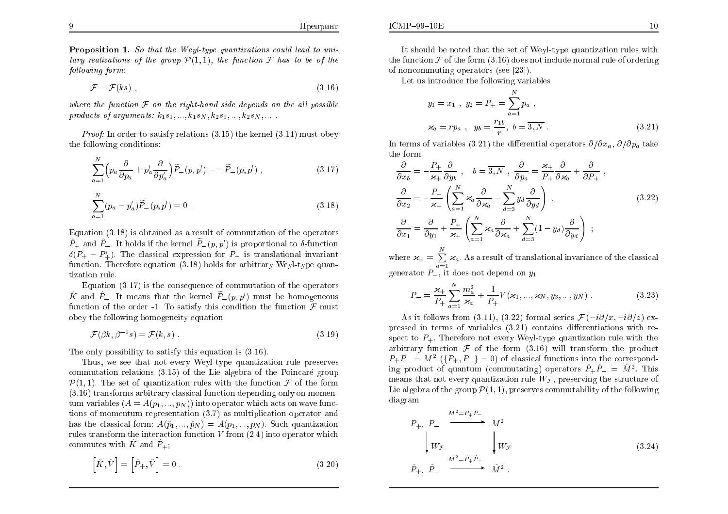**Proposition 1.** *So that the Weyl-type quantizations could lead to unitary realizations of the group $\mathcal{P}(1,1)$, the function $\mathcal{F}$ has to be of the following form:*

$$\mathcal{F} = \mathcal{F}(ks) \ , \tag{3.16}$$

*where the function $\mathcal{F}$ on the right-hand side depends on the all possible products of arguments: $k_1 s_1, ..., k_1 s_N, k_2 s_1, ..., k_2 s_N, ...$ .*

*Proof:* In order to satisfy relations (3.15) the kernel (3.14) must obey the following conditions:

$$\sum_{a=1}^{N}\Big(p_a \frac{\partial}{\partial p_a} + p_a^{'} \frac{\partial}{\partial p_a^{'}}\Big)\widetilde{P}_-(p,p^{'}) = -\widetilde{P}_-(p,p^{'}) \ , \tag{3.17}$$

$$\sum_{a=1}^{N}(p_a - p_a^{'})\widetilde{P}_-(p,p^{'}) = 0 \ . \tag{3.18}$$

Equation (3.18) is obtained as a result of commutation of the operators $\hat{P}_+$ and $\hat{P}_-$. It holds if the kernel $\widetilde{P}_-(p,p^{'})$ is proportional to $\delta$-function $\delta(P_+ - P_+^{'})$. The classical expression for $P_-$ is translational invariant function. Therefore equation (3.18) holds for arbitrary Weyl-type quantization rule.

Equation (3.17) is the consequence of commutation of the operators $\hat{K}$ and $\hat{P}_-$. It means that the kernel $\widetilde{P}_-(p,p^{'})$ must be homogeneous function of the order -1. To satisfy this condition the function $\mathcal{F}$ must obey the following homogeneity equation

$$\mathcal{F}(\beta k, \beta^{-1} s) = \mathcal{F}(k,s) \ . \tag{3.19}$$

The only possibility to satisfy this equation is (3.16).

Thus, we see that not every Weyl-type quantization rule preserves commutation relations (3.15) of the Lie algebra of the Poincaré group $\mathcal{P}(1,1)$. The set of quantization rules with the function $\mathcal{F}$ of the form (3.16) transforms arbitrary classical function depending only on momentum variables ($A = A(p_1,...,p_N)$) into operator which acts on wave functions of momentum representation (3.7) as multiplication operator and has the classical form: $A(\hat{p}_1,...,\hat{p}_N) = A(p_1,...,p_N)$. Such quantization rules transform the interaction function $V$ from (2.4) into operator which commutes with $\hat{K}$ and $\hat{P}_+$;

$$\Big[\hat{K},\hat{V}\Big] = \Big[\hat{P}_+,\hat{V}\Big] = 0 \ . \tag{3.20}$$

It should be noted that the set of Weyl-type quantization rules with the function $\mathcal{F}$ of the form (3.16) does not include normal rule of ordering of noncommuting operators (see [23]).

Let us introduce the following variables

$$y_1 = x_1 \ , \ y_2 = P_+ = \sum_{a=1}^{N} p_a \ ,$$
$$\varkappa_a = r p_a \ , \ \ y_b = \frac{r_{1b}}{r}, \ b = \overline{3,N} \ . \tag{3.21}$$

In terms of variables (3.21) the differential operators $\partial/\partial x_a$, $\partial/\partial p_a$ take the form

$$\frac{\partial}{\partial x_b} = -\frac{P_+}{\varkappa_+}\frac{\partial}{\partial y_b} \ , \quad b = \overline{3,N} \ , \ \frac{\partial}{\partial p_a} = \frac{\varkappa_+}{P_+}\frac{\partial}{\partial \varkappa_a} + \frac{\partial}{\partial P_+} \ ,$$
$$\frac{\partial}{\partial x_2} = -\frac{P_+}{\varkappa_+}\left(\sum_{a=1}^{N}\varkappa_a\frac{\partial}{\partial \varkappa_a} - \sum_{d=3}^{N} y_d \frac{\partial}{\partial y_d}\right) \ , \tag{3.22}$$
$$\frac{\partial}{\partial x_1} = \frac{\partial}{\partial y_1} + \frac{P_+}{\varkappa_+}\left(\sum_{a=1}^{N}\varkappa_a\frac{\partial}{\partial \varkappa_a} + \sum_{d=3}^{N}(1-y_d)\frac{\partial}{\partial y_d}\right) \ ;$$

where $\varkappa_+ = \sum_{a=1}^{N}\varkappa_a$. As a result of translational invariance of the classical generator $P_-$, it does not depend on $y_1$:

$$P_- = \frac{\varkappa_+}{P_+}\sum_{a=1}^{N}\frac{m_a^2}{\varkappa_a} + \frac{1}{P_+}V(\varkappa_1,...,\varkappa_N,y_3,...,y_N) \ . \tag{3.23}$$

As it follows from (3.11), (3.22) formal series $\mathcal{F}(-i\partial/x, -i\partial/z)$ expressed in terms of variables (3.21) contains differentiations with respect to $P_+$. Therefore not every Weyl-type quantization rule with the arbitrary function $\mathcal{F}$ of the form (3.16) will transform the product $P_+P_- = M^2$ ($\{P_+,P_-\} = 0$) of classical functions into the corresponding product of quantum (commutating) operators $\hat{P}_+\hat{P}_- = \hat{M}^2$. This means that not every quantization rule $W_{\mathcal{F}}$, preserving the structure of Lie algebra of the group $\mathcal{P}(1,1)$, preserves commutability of the following diagram

$$\begin{array}{ccc} P_+, \ P_- & \xrightarrow{M^2 = P_+P_-} & M^2 \\ \Big\downarrow W_{\mathcal{F}} & & \Big\downarrow W_{\mathcal{F}} \\ \hat{P}_+, \ \hat{P}_- & \xrightarrow{\hat{M}^2 = \hat{P}_+\hat{P}_-} & \hat{M}^2 \ . \end{array} \tag{3.24}$$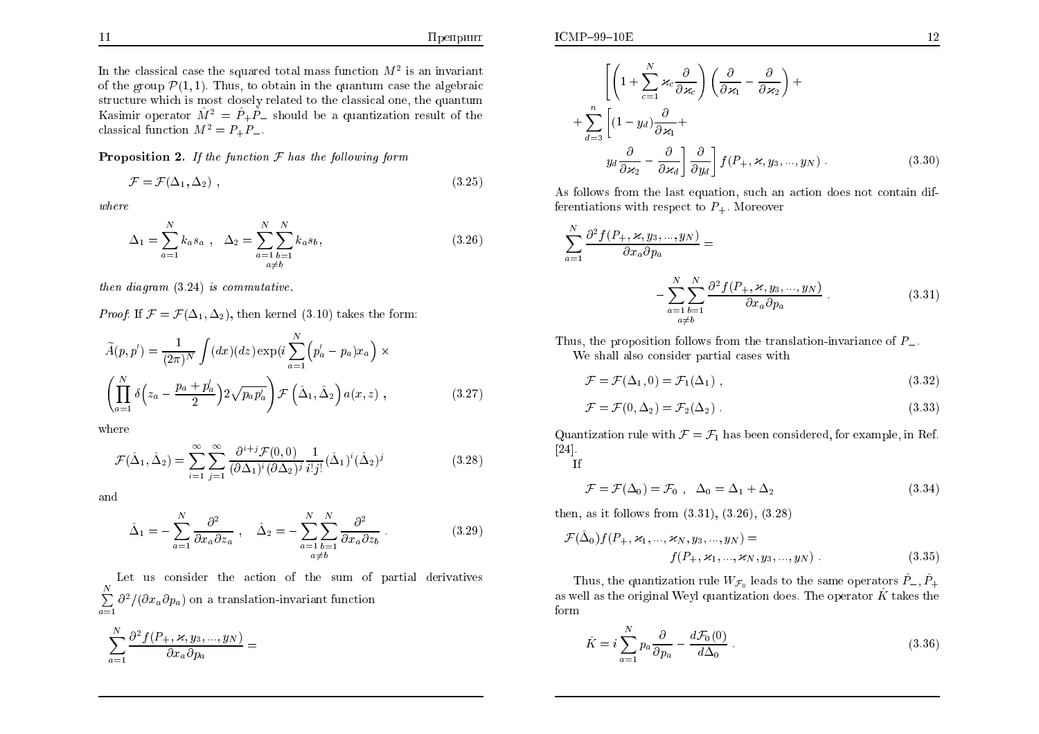In the classical case the squared total mass function $M^2$ is an invariant of the group $\mathcal{P}(1,1)$. Thus, to obtain in the quantum case the algebraic structure which is most closely related to the classical one, the quantum Kasimir operator $\hat{M}^2 = \hat{P}_+\hat{P}_-$ should be a quantization result of the classical function $M^2 = P_+P_-$.

**Proposition 2.** *If the function $\mathcal{F}$ has the following form*

$$\mathcal{F} = \mathcal{F}(\Delta_1, \Delta_2) \ , \tag{3.25}$$

*where*

$$\Delta_1 = \sum_{a=1}^{N} k_a s_a \ , \quad \Delta_2 = \sum_{a=1}^{N}\sum_{\substack{b=1 \\ a\neq b}}^{N} k_a s_b, \tag{3.26}$$

*then diagram (3.24) is commutative.*

*Proof.* If $\mathcal{F} = \mathcal{F}(\Delta_1, \Delta_2)$, then kernel (3.10) takes the form:

$$\widetilde{A}(p,p') = \frac{1}{(2\pi)^N}\int (dx)(dz)\exp(i\sum_{a=1}^{N}\Big(p'_a - p_a\Big)x_a\Big) \times$$
$$\left(\prod_{a=1}^{N}\delta\Big(z_a - \frac{p_a + p'_a}{2}\Big)2\sqrt{p_a p'_a}\right)\mathcal{F}\left(\hat{\Delta}_1, \hat{\Delta}_2\right)a(x,z) \ , \tag{3.27}$$

where

$$\mathcal{F}(\hat{\Delta}_1, \hat{\Delta}_2) = \sum_{i=1}^{\infty}\sum_{j=1}^{\infty}\frac{\partial^{i+j}\mathcal{F}(0,0)}{(\partial\Delta_1)^i(\partial\Delta_2)^j}\frac{1}{i!j!}(\hat{\Delta}_1)^i(\hat{\Delta}_2)^j \tag{3.28}$$

and

$$\hat{\Delta}_1 = -\sum_{a=1}^{N}\frac{\partial^2}{\partial x_a \partial z_a} \ , \quad \hat{\Delta}_2 = -\sum_{a=1}^{N}\sum_{\substack{b=1 \\ a\neq b}}^{N}\frac{\partial^2}{\partial x_a \partial z_b} \ . \tag{3.29}$$

Let us consider the action of the sum of partial derivatives $\sum\limits_{a=1}^{N}\partial^2/(\partial x_a \partial p_a)$ on a translation-invariant function

$$\sum_{a=1}^{N}\frac{\partial^2 f(P_+, \varkappa, y_3, ..., y_N)}{\partial x_a \partial p_a} =$$
$$\left[\left(1 + \sum_{c=1}^{N}\varkappa_c\frac{\partial}{\partial\varkappa_c}\right)\left(\frac{\partial}{\partial\varkappa_1} - \frac{\partial}{\partial\varkappa_2}\right) + \right.$$
$$+ \sum_{d=3}^{n}\left[(1-y_d)\frac{\partial}{\partial\varkappa_1} + \right.$$
$$\left.\left. y_d\frac{\partial}{\partial\varkappa_2} - \frac{\partial}{\partial\varkappa_d}\right]\frac{\partial}{\partial y_d}\right] f(P_+, \varkappa, y_3, ..., y_N) \ . \tag{3.30}$$

As follows from the last equation, such an action does not contain differentiations with respect to $P_+$. Moreover

$$\sum_{a=1}^{N}\frac{\partial^2 f(P_+, \varkappa, y_3, ..., y_N)}{\partial x_a \partial p_a} =$$
$$-\sum_{a=1}^{N}\sum_{\substack{b=1 \\ a\neq b}}^{N}\frac{\partial^2 f(P_+, \varkappa, y_3, ..., y_N)}{\partial x_a \partial p_a} \ . \tag{3.31}$$

Thus, the proposition follows from the translation-invariance of $P_-$.

We shall also consider partial cases with

$$\mathcal{F} = \mathcal{F}(\Delta_1, 0) = \mathcal{F}_1(\Delta_1) \ , \tag{3.32}$$

$$\mathcal{F} = \mathcal{F}(0, \Delta_2) = \mathcal{F}_2(\Delta_2) \ . \tag{3.33}$$

Quantization rule with $\mathcal{F} = \mathcal{F}_1$ has been considered, for example, in Ref. [24].

If

$$\mathcal{F} = \mathcal{F}(\Delta_0) = \mathcal{F}_0 \ , \quad \Delta_0 = \Delta_1 + \Delta_2 \tag{3.34}$$

then, as it follows from (3.31), (3.26), (3.28)

$$\mathcal{F}(\hat{\Delta}_0)f(P_+, \varkappa_1, ..., \varkappa_N, y_3, ..., y_N) =$$
$$f(P_+, \varkappa_1, ..., \varkappa_N, y_3, ..., y_N) \ . \tag{3.35}$$

Thus, the quantization rule $W_{\mathcal{F}_0}$ leads to the same operators $\hat{P}_-, \hat{P}_+$ as well as the original Weyl quantization does. The operator $\hat{K}$ takes the form

$$\hat{K} = i\sum_{a=1}^{N}p_a\frac{\partial}{\partial p_a} - \frac{d\mathcal{F}_0(0)}{d\Delta_0} \ . \tag{3.36}$$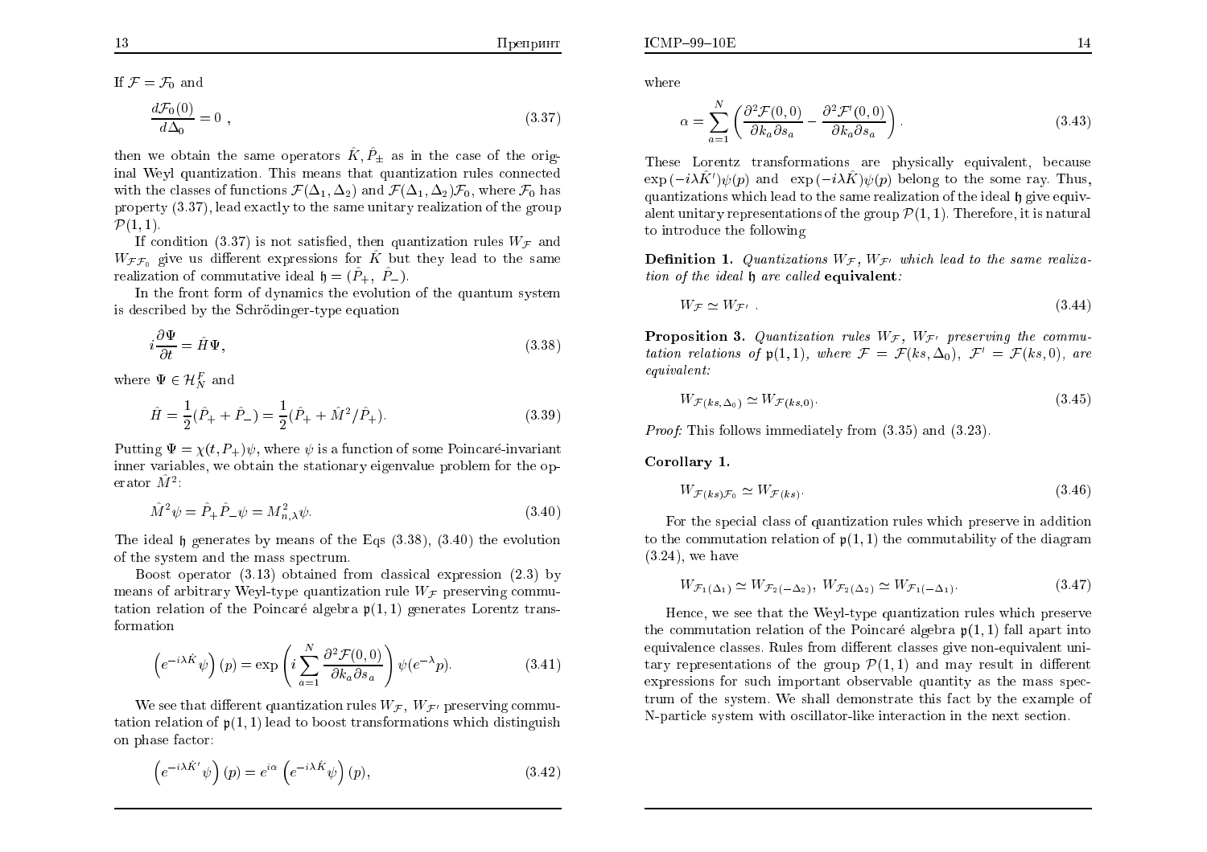If $\mathcal{F} = \mathcal{F}_0$ and

$$\frac{d\mathcal{F}_0(0)}{d\Delta_0} = 0 \ , \tag{3.37}$$

then we obtain the same operators $\hat{K}, \hat{P}_\pm$ as in the case of the original Weyl quantization. This means that quantization rules connected with the classes of functions $\mathcal{F}(\Delta_1, \Delta_2)$ and $\mathcal{F}(\Delta_1, \Delta_2)\mathcal{F}_0$, where $\mathcal{F}_0$ has property (3.37), lead exactly to the same unitary realization of the group $\mathcal{P}(1,1)$.

If condition (3.37) is not satisfied, then quantization rules $W_\mathcal{F}$ and $W_{\mathcal{F}\mathcal{F}_0}$ give us different expressions for $\hat{K}$ but they lead to the same realization of commutative ideal $\mathfrak{h} = (\hat{P}_+, \ \hat{P}_-)$.

In the front form of dynamics the evolution of the quantum system is described by the Schrödinger-type equation

$$i\frac{\partial \Psi}{\partial t} = \hat{H}\Psi, \tag{3.38}$$

where $\Psi \in \mathcal{H}^F_N$ and

$$\hat{H} = \frac{1}{2}(\hat{P}_+ + \hat{P}_-) = \frac{1}{2}(\hat{P}_+ + \hat{M}^2/\hat{P}_+). \tag{3.39}$$

Putting $\Psi = \chi(t, P_+)\psi$, where $\psi$ is a function of some Poincaré-invariant inner variables, we obtain the stationary eigenvalue problem for the operator $\hat{M}^2$:

$$\hat{M}^2\psi = \hat{P}_+\hat{P}_-\psi = M^2_{n,\lambda}\psi. \tag{3.40}$$

The ideal $\mathfrak{h}$ generates by means of the Eqs (3.38), (3.40) the evolution of the system and the mass spectrum.

Boost operator (3.13) obtained from classical expression (2.3) by means of arbitrary Weyl-type quantization rule $W_\mathcal{F}$ preserving commutation relation of the Poincaré algebra $\mathfrak{p}(1,1)$ generates Lorentz transformation

$$\left(e^{-i\lambda\hat{K}}\psi\right)(p) = \exp\left(i\sum_{a=1}^{N}\frac{\partial^2\mathcal{F}(0,0)}{\partial k_a \partial s_a}\right)\psi(e^{-\lambda}p). \tag{3.41}$$

We see that different quantization rules $W_\mathcal{F}$, $W_{\mathcal{F}'}$ preserving commutation relation of $\mathfrak{p}(1,1)$ lead to boost transformations which distinguish on phase factor:

$$\left(e^{-i\lambda\hat{K}'}\psi\right)(p) = e^{i\alpha}\left(e^{-i\lambda\hat{K}}\psi\right)(p), \tag{3.42}$$

where

$$\alpha = \sum_{a=1}^{N}\left(\frac{\partial^2\mathcal{F}(0,0)}{\partial k_a \partial s_a} - \frac{\partial^2\mathcal{F}'(0,0)}{\partial k_a \partial s_a}\right). \tag{3.43}$$

These Lorentz transformations are physically equivalent, because $\exp(-i\lambda\hat{K}')\psi(p)$ and $\exp(-i\lambda\hat{K})\psi(p)$ belong to the some ray. Thus, quantizations which lead to the same realization of the ideal $\mathfrak{h}$ give equivalent unitary representations of the group $\mathcal{P}(1,1)$. Therefore, it is natural to introduce the following

**Definition 1.** *Quantizations $W_\mathcal{F}$, $W_{\mathcal{F}'}$ which lead to the same realization of the ideal $\mathfrak{h}$ are called* **equivalent***:*

$$W_\mathcal{F} \simeq W_{\mathcal{F}'} \ . \tag{3.44}$$

**Proposition 3.** *Quantization rules $W_\mathcal{F}$, $W_{\mathcal{F}'}$ preserving the commutation relations of $\mathfrak{p}(1,1)$, where $\mathcal{F} = \mathcal{F}(ks, \Delta_0)$, $\mathcal{F}' = \mathcal{F}(ks, 0)$, are equivalent:*

$$W_{\mathcal{F}(ks,\Delta_0)} \simeq W_{\mathcal{F}(ks,0)}. \tag{3.45}$$

*Proof:* This follows immediately from (3.35) and (3.23).

**Corollary 1.**

$$W_{\mathcal{F}(ks)\mathcal{F}_0} \simeq W_{\mathcal{F}(ks)}. \tag{3.46}$$

For the special class of quantization rules which preserve in addition to the commutation relation of $\mathfrak{p}(1,1)$ the commutability of the diagram (3.24), we have

$$W_{\mathcal{F}_1(\Delta_1)} \simeq W_{\mathcal{F}_2(-\Delta_2)}, \ W_{\mathcal{F}_2(\Delta_2)} \simeq W_{\mathcal{F}_1(-\Delta_1)}. \tag{3.47}$$

Hence, we see that the Weyl-type quantization rules which preserve the commutation relation of the Poincaré algebra $\mathfrak{p}(1,1)$ fall apart into equivalence classes. Rules from different classes give non-equivalent unitary representations of the group $\mathcal{P}(1,1)$ and may result in different expressions for such important observable quantity as the mass spectrum of the system. We shall demonstrate this fact by the example of N-particle system with oscillator-like interaction in the next section.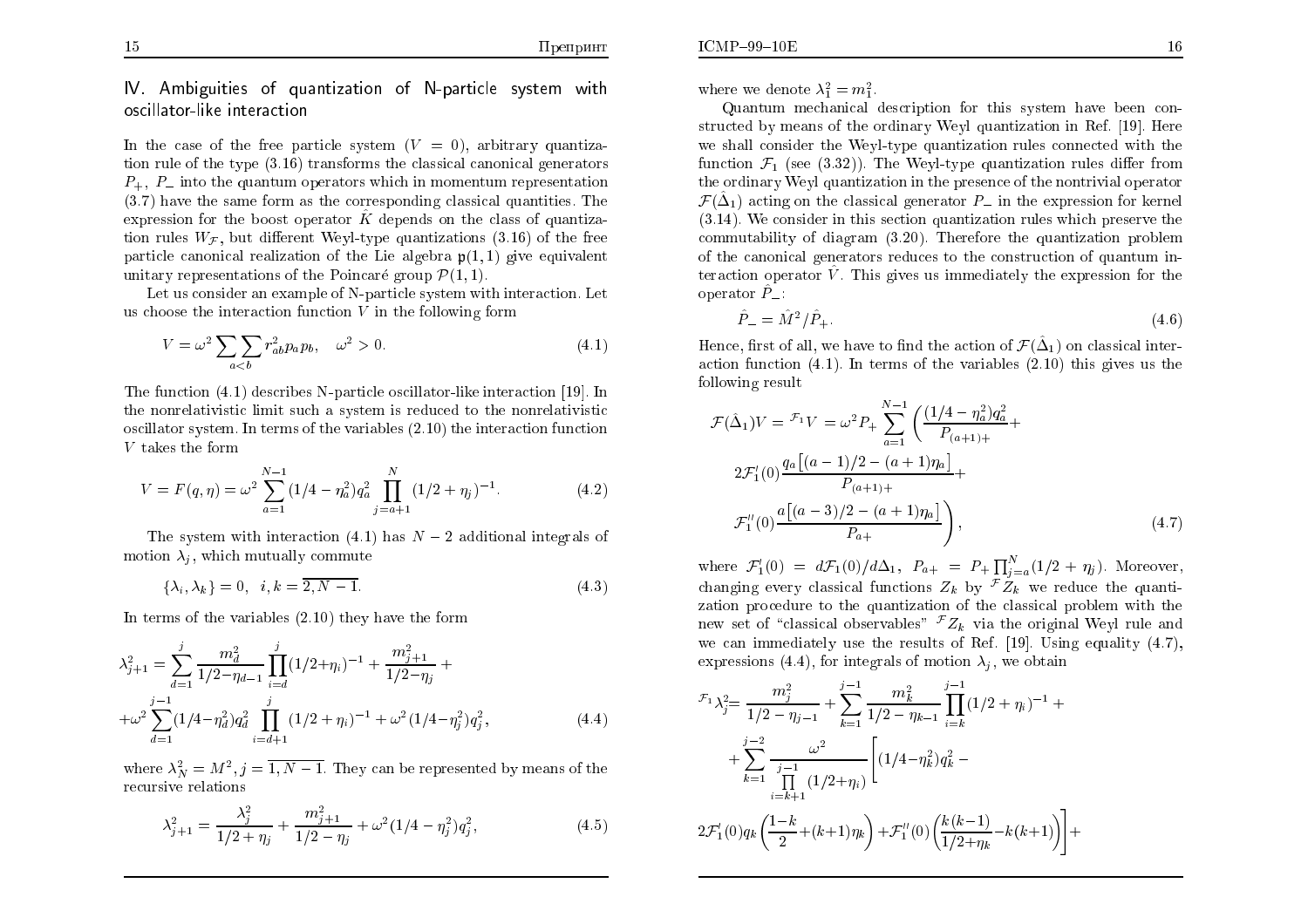## IV. Ambiguities of quantization of N-particle system with oscillator-like interaction

In the case of the free particle system ($V = 0$), arbitrary quantization rule of the type (3.16) transforms the classical canonical generators $P_+$, $P_-$ into the quantum operators which in momentum representation (3.7) have the same form as the corresponding classical quantities. The expression for the boost operator $\hat{K}$ depends on the class of quantization rules $W_{\mathcal{F}}$, but different Weyl-type quantizations (3.16) of the free particle canonical realization of the Lie algebra $\mathfrak{p}(1,1)$ give equivalent unitary representations of the Poincaré group $\mathcal{P}(1,1)$.

Let us consider an example of N-particle system with interaction. Let us choose the interaction function $V$ in the following form

$$V = \omega^2 \sum_{a<b} r_{ab}^2 p_a p_b, \quad \omega^2 > 0. \tag{4.1}$$

The function (4.1) describes N-particle oscillator-like interaction [19]. In the nonrelativistic limit such a system is reduced to the nonrelativistic oscillator system. In terms of the variables (2.10) the interaction function $V$ takes the form

$$V = F(q,\eta) = \omega^2 \sum_{a=1}^{N-1} (1/4 - \eta_a^2) q_a^2 \prod_{j=a+1}^{N} (1/2 + \eta_j)^{-1}. \tag{4.2}$$

The system with interaction (4.1) has $N-2$ additional integrals of motion $\lambda_j$, which mutually commute

$$\{\lambda_i, \lambda_k\} = 0, \quad i,k = \overline{2, N-1}. \tag{4.3}$$

In terms of the variables (2.10) they have the form

$$\begin{aligned}
\lambda_{j+1}^2 = &\sum_{d=1}^{j} \frac{m_d^2}{1/2 - \eta_{d-1}} \prod_{i=d}^{j} (1/2+\eta_i)^{-1} + \frac{m_{j+1}^2}{1/2 - \eta_j} + \\
+ &\omega^2 \sum_{d=1}^{j-1} (1/4 - \eta_d^2) q_d^2 \prod_{i=d+1}^{j} (1/2+\eta_i)^{-1} + \omega^2 (1/4 - \eta_j^2) q_j^2,
\end{aligned} \tag{4.4}$$

where $\lambda_N^2 = M^2$, $j = \overline{1, N-1}$. They can be represented by means of the recursive relations

$$\lambda_{j+1}^2 = \frac{\lambda_j^2}{1/2 + \eta_j} + \frac{m_{j+1}^2}{1/2 - \eta_j} + \omega^2 (1/4 - \eta_j^2) q_j^2, \tag{4.5}$$

where we denote $\lambda_1^2 = m_1^2$.

Quantum mechanical description for this system have been constructed by means of the ordinary Weyl quantization in Ref. [19]. Here we shall consider the Weyl-type quantization rules connected with the function $\mathcal{F}_1$ (see (3.32)). The Weyl-type quantization rules differ from the ordinary Weyl quantization in the presence of the nontrivial operator $\mathcal{F}(\hat{\Delta}_1)$ acting on the classical generator $P_-$ in the expression for kernel (3.14). We consider in this section quantization rules which preserve the commutability of diagram (3.20). Therefore the quantization problem of the canonical generators reduces to the construction of quantum interaction operator $\hat{V}$. This gives us immediately the expression for the operator $\hat{P}_-$:

$$\hat{P}_- = \hat{M}^2 / \hat{P}_+. \tag{4.6}$$

Hence, first of all, we have to find the action of $\mathcal{F}(\hat{\Delta}_1)$ on classical interaction function (4.1). In terms of the variables (2.10) this gives us the following result

$$\begin{aligned}
\mathcal{F}(\hat{\Delta}_1) V = {}^{\mathcal{F}_1}V = \omega^2 P_+ \sum_{a=1}^{N-1} \Bigg( &\frac{(1/4 - \eta_a^2) q_a^2}{P_{(a+1)+}} + \\
&2\mathcal{F}_1'(0) \frac{q_a \big[(a-1)/2 - (a+1)\eta_a\big]}{P_{(a+1)+}} + \\
&\mathcal{F}_1''(0) \frac{a\big[(a-3)/2 - (a+1)\eta_a\big]}{P_{a+}} \Bigg),
\end{aligned} \tag{4.7}$$

where $\mathcal{F}_1'(0) = d\mathcal{F}_1(0)/d\Delta_1$, $P_{a+} = P_+ \prod_{j=a}^{N} (1/2 + \eta_j)$. Moreover, changing every classical functions $Z_k$ by ${}^{\mathcal{F}}Z_k$ we reduce the quantization procedure to the quantization of the classical problem with the new set of "classical observables" ${}^{\mathcal{F}}Z_k$ via the original Weyl rule and we can immediately use the results of Ref. [19]. Using equality (4.7), expressions (4.4), for integrals of motion $\lambda_j$, we obtain

$$\begin{aligned}
{}^{\mathcal{F}_1}\lambda_j^2 = &\frac{m_j^2}{1/2 - \eta_{j-1}} + \sum_{k=1}^{j-1} \frac{m_k^2}{1/2 - \eta_{k-1}} \prod_{i=k}^{j-1} (1/2 + \eta_i)^{-1} + \\
&+ \sum_{k=1}^{j-2} \frac{\omega^2}{\prod\limits_{i=k+1}^{j-1} (1/2 + \eta_i)} \Bigg[ (1/4 - \eta_k^2) q_k^2 - \\
&2\mathcal{F}_1'(0) q_k \left( \frac{1-k}{2} + (k+1)\eta_k \right) + \mathcal{F}_1''(0) \left( \frac{k(k-1)}{1/2 + \eta_k} - k(k+1) \right) \Bigg] +
\end{aligned}$$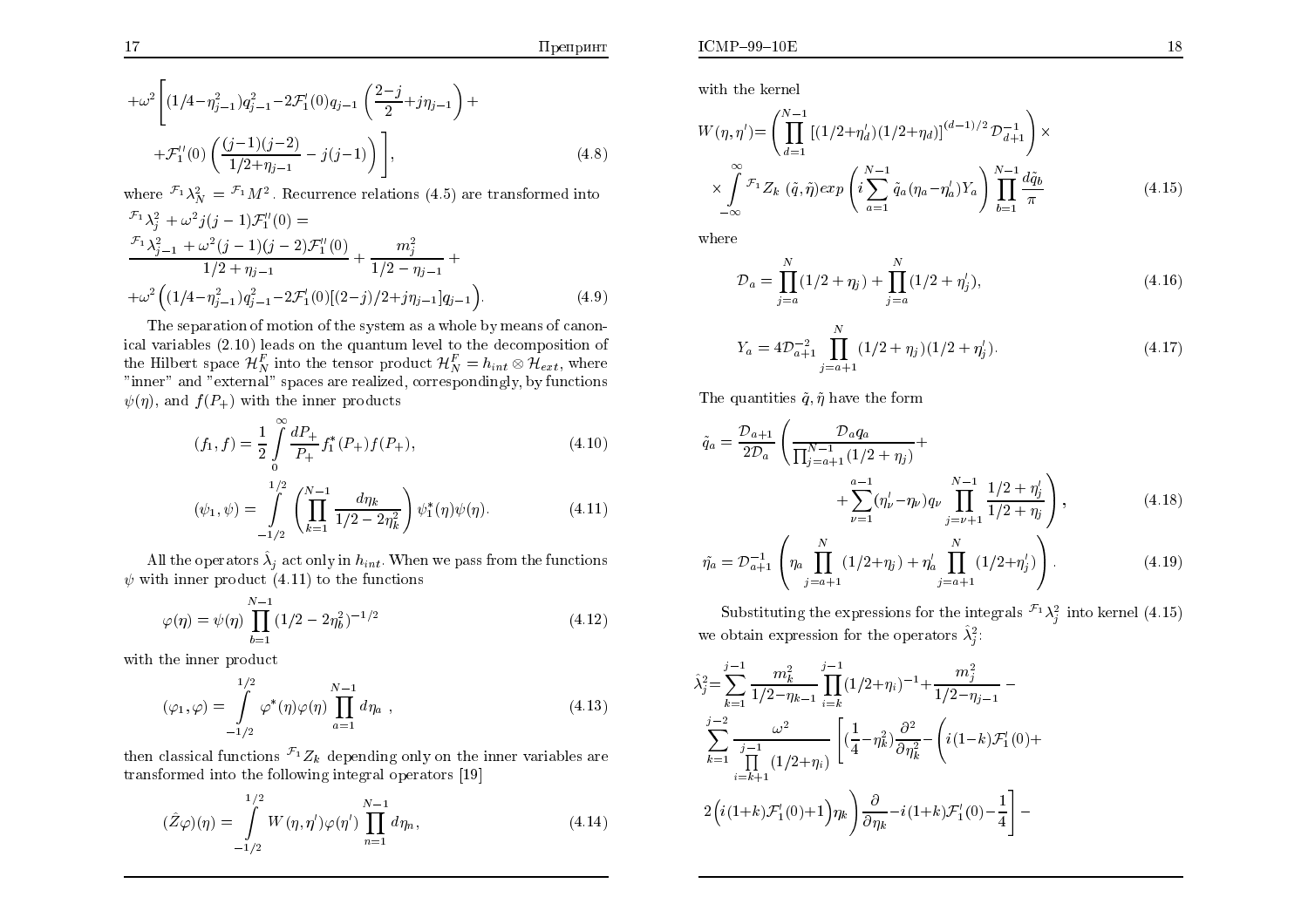$$+\omega^2\left[(1/4-\eta_{j-1}^2)q_{j-1}^2-2\mathcal{F}_1'(0)q_{j-1}\left(\frac{2-j}{2}+j\eta_{j-1}\right)+\right.$$

$$\left.+\mathcal{F}_1''(0)\left(\frac{(j-1)(j-2)}{1/2+\eta_{j-1}}-j(j-1)\right)\right], \tag{4.8}$$

where ${}^{\mathcal{F}_1}\lambda_N^2 = {}^{\mathcal{F}_1}M^2$. Recurrence relations (4.5) are transformed into

$${}^{\mathcal{F}_1}\lambda_j^2+\omega^2 j(j-1)\mathcal{F}_1''(0)=$$

$$\frac{{}^{\mathcal{F}_1}\lambda_{j-1}^2+\omega^2(j-1)(j-2)\mathcal{F}_1''(0)}{1/2+\eta_{j-1}}+\frac{m_j^2}{1/2-\eta_{j-1}}+$$

$$+\omega^2\Big((1/4-\eta_{j-1}^2)q_{j-1}^2-2\mathcal{F}_1'(0)[(2-j)/2+j\eta_{j-1}]q_{j-1}\Big). \tag{4.9}$$

The separation of motion of the system as a whole by means of canonical variables (2.10) leads on the quantum level to the decomposition of the Hilbert space $\mathcal{H}_N^F$ into the tensor product $\mathcal{H}_N^F = h_{int}\otimes\mathcal{H}_{ext}$, where "inner" and "external" spaces are realized, correspondingly, by functions $\psi(\eta)$, and $f(P_+)$ with the inner products

$$(f_1,f)=\frac{1}{2}\int_0^\infty\frac{dP_+}{P_+}f_1^*(P_+)f(P_+), \tag{4.10}$$

$$(\psi_1,\psi)=\int_{-1/2}^{1/2}\left(\prod_{k=1}^{N-1}\frac{d\eta_k}{1/2-2\eta_k^2}\right)\psi_1^*(\eta)\psi(\eta). \tag{4.11}$$

All the operators $\hat{\lambda}_j$ act only in $h_{int}$. When we pass from the functions $\psi$ with inner product (4.11) to the functions

$$\varphi(\eta)=\psi(\eta)\prod_{b=1}^{N-1}(1/2-2\eta_b^2)^{-1/2} \tag{4.12}$$

with the inner product

$$(\varphi_1,\varphi)=\int_{-1/2}^{1/2}\varphi^*(\eta)\varphi(\eta)\prod_{a=1}^{N-1}d\eta_a\ , \tag{4.13}$$

then classical functions ${}^{\mathcal{F}_1}Z_k$ depending only on the inner variables are transformed into the following integral operators [19]

$$(\hat{Z}\varphi)(\eta)=\int_{-1/2}^{1/2}W(\eta,\eta')\varphi(\eta')\prod_{n=1}^{N-1}d\eta_n, \tag{4.14}$$

with the kernel

$$W(\eta,\eta')=\left(\prod_{d=1}^{N-1}[(1/2+\eta_d')(1/2+\eta_d)]^{(d-1)/2}\mathcal{D}_{d+1}^{-1}\right)\times$$

$$\times\int_{-\infty}^{\infty}{}^{\mathcal{F}_1}Z_k\ (\tilde{q},\tilde{\eta})exp\left(i\sum_{a=1}^{N-1}\tilde{q}_a(\eta_a-\eta_a')Y_a\right)\prod_{b=1}^{N-1}\frac{d\tilde{q}_b}{\pi} \tag{4.15}$$

where

$$\mathcal{D}_a=\prod_{j=a}^{N}(1/2+\eta_j)+\prod_{j=a}^{N}(1/2+\eta_j'), \tag{4.16}$$

$$Y_a=4\mathcal{D}_{a+1}^{-2}\prod_{j=a+1}^{N}(1/2+\eta_j)(1/2+\eta_j'). \tag{4.17}$$

The quantities $\tilde{q},\tilde{\eta}$ have the form

$$\tilde{q}_a=\frac{\mathcal{D}_{a+1}}{2\mathcal{D}_a}\left(\frac{\mathcal{D}_a q_a}{\prod_{j=a+1}^{N-1}(1/2+\eta_j)}+\right.$$

$$\left.+\sum_{\nu=1}^{a-1}(\eta_\nu'-\eta_\nu)q_\nu\prod_{j=\nu+1}^{N-1}\frac{1/2+\eta_j'}{1/2+\eta_j}\right), \tag{4.18}$$

$$\tilde{\eta}_a=\mathcal{D}_{a+1}^{-1}\left(\eta_a\prod_{j=a+1}^{N}(1/2+\eta_j)+\eta_a'\prod_{j=a+1}^{N}(1/2+\eta_j')\right). \tag{4.19}$$

Substituting the expressions for the integrals ${}^{\mathcal{F}_1}\lambda_j^2$ into kernel (4.15) we obtain expression for the operators $\hat{\lambda}_j^2$:

$$\hat{\lambda}_j^2=\sum_{k=1}^{j-1}\frac{m_k^2}{1/2-\eta_{k-1}}\prod_{i=k}^{j-1}(1/2+\eta_i)^{-1}+\frac{m_j^2}{1/2-\eta_{j-1}}-$$

$$\sum_{k=1}^{j-2}\frac{\omega^2}{\prod\limits_{i=k+1}^{j-1}(1/2+\eta_i)}\left[(\frac{1}{4}-\eta_k^2)\frac{\partial^2}{\partial\eta_k^2}-\left(i(1-k)\mathcal{F}_1'(0)+\right.\right.$$

$$\left.\left.2\Big(i(1+k)\mathcal{F}_1'(0)+1\Big)\eta_k\right)\frac{\partial}{\partial\eta_k}-i(1+k)\mathcal{F}_1'(0)-\frac{1}{4}\right]-$$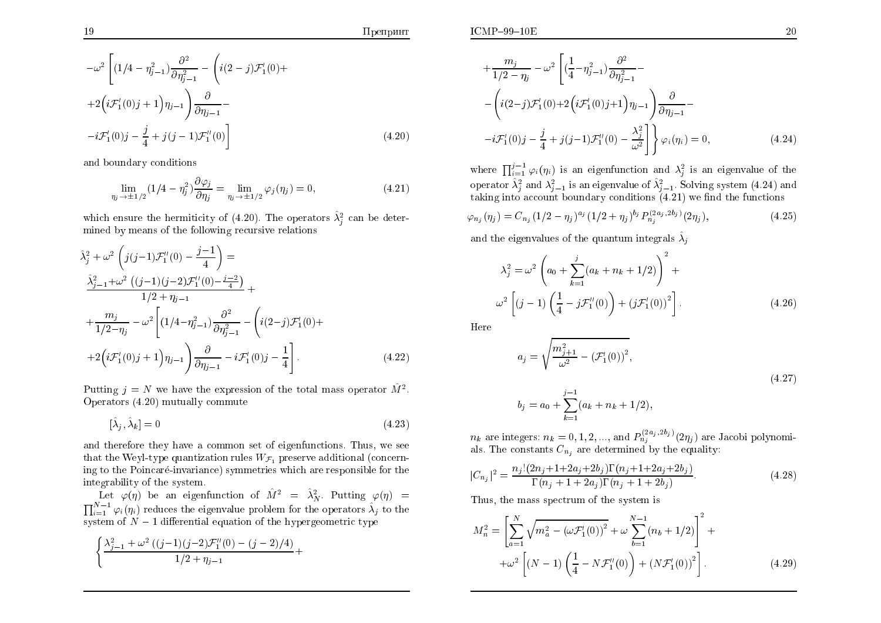$$
-\omega^2 \left[ (1/4 - \eta_{j-1}^2) \frac{\partial^2}{\partial \eta_{j-1}^2} - \left( i(2-j)\mathcal{F}_1'(0) + \right.\right.
$$

$$
\left. +2\Big( i\mathcal{F}_1'(0) j + 1 \Big) \eta_{j-1} \right) \frac{\partial}{\partial \eta_{j-1}} -
$$

$$
\left. -i\mathcal{F}_1'(0) j - \frac{j}{4} + j(j-1)\mathcal{F}_1''(0) \right] \tag{4.20}
$$

and boundary conditions

$$
\lim_{\eta_j \to \pm 1/2} (1/4 - \eta_j^2) \frac{\partial \varphi_j}{\partial \eta_j} = \lim_{\eta_j \to \pm 1/2} \varphi_j(\eta_j) = 0, \tag{4.21}
$$

which ensure the hermiticity of (4.20). The operators $\hat{\lambda}_j^2$ can be determined by means of the following recursive relations

$$
\hat{\lambda}_j^2 + \omega^2 \left( j(j-1)\mathcal{F}_1''(0) - \frac{j-1}{4} \right) =
$$

$$
\frac{\hat{\lambda}_{j-1}^2 + \omega^2 \left( (j-1)(j-2)\mathcal{F}_1''(0) - \frac{j-2}{4} \right)}{1/2 + \eta_{j-1}} +
$$

$$
+ \frac{m_j}{1/2 - \eta_j} - \omega^2 \left[ (1/4 - \eta_{j-1}^2) \frac{\partial^2}{\partial \eta_{j-1}^2} - \left( i(2-j)\mathcal{F}_1'(0) + \right.\right.
$$

$$
\left.\left. +2\Big( i\mathcal{F}_1'(0) j + 1 \Big) \eta_{j-1} \right) \frac{\partial}{\partial \eta_{j-1}} - i\mathcal{F}_1'(0) j - \frac{1}{4} \right]. \tag{4.22}
$$

Putting $j = N$ we have the expression of the total mass operator $\hat{M}^2$. Operators (4.20) mutually commute

$$
[\hat{\lambda}_j, \hat{\lambda}_k] = 0 \tag{4.23}
$$

and therefore they have a common set of eigenfunctions. Thus, we see that the Weyl-type quantization rules $W_{\mathcal{F}_1}$ preserve additional (concerning to the Poincaré-invariance) symmetries which are responsible for the integrability of the system.

Let $\varphi(\eta)$ be an eigenfunction of $\hat{M}^2 = \hat{\lambda}_N^2$. Putting $\varphi(\eta) = \prod_{i=1}^{N-1} \varphi_i(\eta_i)$ reduces the eigenvalue problem for the operators $\hat{\lambda}_j$ to the system of $N-1$ differential equation of the hypergeometric type

$$
\left\{ \frac{\lambda_{j-1}^2 + \omega^2 \left( (j-1)(j-2)\mathcal{F}_1''(0) - (j-2)/4 \right)}{1/2 + \eta_{j-1}} + \right.
$$

$$
+ \frac{m_j}{1/2 - \eta_j} - \omega^2 \left[ (\frac{1}{4} - \eta_{j-1}^2) \frac{\partial^2}{\partial \eta_{j-1}^2} - \right.
$$

$$
- \left( i(2-j)\mathcal{F}_1'(0) + 2\Big( i\mathcal{F}_1'(0) j + 1 \Big) \eta_{j-1} \right) \frac{\partial}{\partial \eta_{j-1}} -
$$

$$
\left.\left. -i\mathcal{F}_1'(0) j - \frac{j}{4} + j(j-1)\mathcal{F}_1''(0) - \frac{\lambda_j^2}{\omega^2} \right] \right\} \varphi_i(\eta_i) = 0, \tag{4.24}
$$

where $\prod_{i=1}^{j-1} \varphi_i(\eta_i)$ is an eigenfunction and $\lambda_j^2$ is an eigenvalue of the operator $\hat{\lambda}_j^2$ and $\lambda_{j-1}^2$ is an eigenvalue of $\hat{\lambda}_{j-1}^2$. Solving system (4.24) and taking into account boundary conditions (4.21) we find the functions

$$
\varphi_{n_j}(\eta_j) = C_{n_j} (1/2 - \eta_j)^{a_j} (1/2 + \eta_j)^{b_j} P_{n_j}^{(2a_j, 2b_j)}(2\eta_j), \tag{4.25}
$$

and the eigenvalues of the quantum integrals $\hat{\lambda}_j$

$$
\lambda_j^2 = \omega^2 \left( a_0 + \sum_{k=1}^{j} (a_k + n_k + 1/2) \right)^2 +
$$

$$
\omega^2 \left[ (j-1) \left( \frac{1}{4} - j\mathcal{F}_1''(0) \right) + \left( j\mathcal{F}_1'(0) \right)^2 \right]. \tag{4.26}
$$

Here

$$
a_j = \sqrt{\frac{m_{j+1}^2}{\omega^2} - \left( \mathcal{F}_1'(0) \right)^2},
$$

$$
b_j = a_0 + \sum_{k=1}^{j-1} (a_k + n_k + 1/2), \tag{4.27}
$$

$n_k$ are integers: $n_k = 0, 1, 2, \ldots$, and $P_{n_j}^{(2a_j, 2b_j)}(2\eta_j)$ are Jacobi polynomials. The constants $C_{n_j}$ are determined by the equality:

$$
|C_{n_j}|^2 = \frac{n_j!(2n_j + 1 + 2a_j + 2b_j)\Gamma(n_j + 1 + 2a_j + 2b_j)}{\Gamma(n_j + 1 + 2a_j)\Gamma(n_j + 1 + 2b_j)}. \tag{4.28}
$$

Thus, the mass spectrum of the system is

$$
M_n^2 = \left[ \sum_{a=1}^{N} \sqrt{m_a^2 - \left( \omega\mathcal{F}_1'(0) \right)^2} + \omega \sum_{b=1}^{N-1} (n_b + 1/2) \right]^2 +
$$

$$
+ \omega^2 \left[ (N-1) \left( \frac{1}{4} - N\mathcal{F}_1''(0) \right) + \left( N\mathcal{F}_1'(0) \right)^2 \right]. \tag{4.29}
$$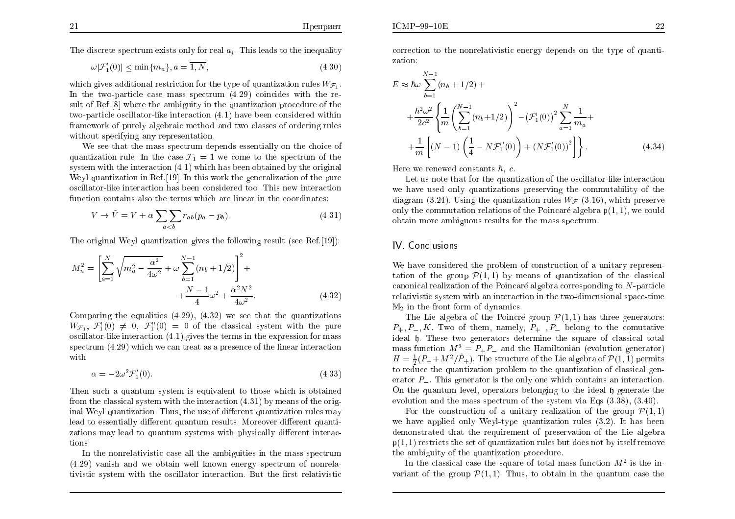The discrete spectrum exists only for real $a_j$. This leads to the inequality

$$\omega|\mathcal{F}_1'(0)| \leq \min\{m_a\}, a = \overline{1, N}, \tag{4.30}$$

which gives additional restriction for the type of quantization rules $W_{\mathcal{F}_1}$. In the two-particle case mass spectrum (4.29) coincides with the result of Ref.[8] where the ambiguity in the quantization procedure of the two-particle oscillator-like interaction (4.1) have been considered within framework of purely algebraic method and two classes of ordering rules without specifying any representation.

We see that the mass spectrum depends essentially on the choice of quantization rule. In the case $\mathcal{F}_1 = 1$ we come to the spectrum of the system with the interaction (4.1) which has been obtained by the original Weyl quantization in Ref.[19]. In this work the generalization of the pure oscillator-like interaction has been considered too. This new interaction function contains also the terms which are linear in the coordinates:

$$V \to \tilde{V} = V + \alpha \sum_{a<b}\sum r_{ab}(p_a - p_b). \tag{4.31}$$

The original Weyl quantization gives the following result (see Ref.[19]):

$$M_n^2 = \left[\sum_{a=1}^{N} \sqrt{m_a^2 - \frac{\alpha^2}{4\omega^2}} + \omega \sum_{b=1}^{N-1}(n_b + 1/2)\right]^2 + \\ + \frac{N-1}{4}\omega^2 + \frac{\alpha^2 N^2}{4\omega^2}. \tag{4.32}$$

Comparing the equalities (4.29), (4.32) we see that the quantizations $W_{\mathcal{F}_1}$, $\mathcal{F}_1'(0) \neq 0$, $\mathcal{F}_1''(0) = 0$ of the classical system with the pure oscillator-like interaction (4.1) gives the terms in the expression for mass spectrum (4.29) which we can treat as a presence of the linear interaction with

$$\alpha = -2\omega^2 \mathcal{F}_1'(0). \tag{4.33}$$

Then such a quantum system is equivalent to those which is obtained from the classical system with the interaction (4.31) by means of the original Weyl quantization. Thus, the use of different quantization rules may lead to essentially different quantum results. Moreover different quantizations may lead to quantum systems with physically different interactions!

In the nonrelativistic case all the ambiguities in the mass spectrum (4.29) vanish and we obtain well known energy spectrum of nonrelativistic system with the oscillator interaction. But the first relativistic correction to the nonrelativistic energy depends on the type of quantization:

$$E \approx \hbar\omega \sum_{b=1}^{N-1}(n_b + 1/2) + \\ + \frac{\hbar^2\omega^2}{2c^2}\left\{\frac{1}{m}\left(\sum_{b=1}^{N-1}(n_b + 1/2)\right)^2 - \left(\mathcal{F}_1'(0)\right)^2 \sum_{a=1}^{N}\frac{1}{m_a} + \right. \\ \left. + \frac{1}{m}\left[(N-1)\left(\frac{1}{4} - N\mathcal{F}_1''(0)\right) + \left(N\mathcal{F}_1'(0)\right)^2\right]\right\}. \tag{4.34}$$

Here we renewed constants $\hbar$, $c$.

Let us note that for the quantization of the oscillator-like interaction we have used only quantizations preserving the commutability of the diagram (3.24). Using the quantization rules $W_{\mathcal{F}}$ (3.16), which preserve only the commutation relations of the Poincaré algebra $\mathfrak{p}(1,1)$, we could obtain more ambiguous results for the mass spectrum.

## IV. Conclusions

We have considered the problem of construction of a unitary representation of the group $\mathcal{P}(1,1)$ by means of quantization of the classical canonical realization of the Poincaré algebra corresponding to $N$-particle relativistic system with an interaction in the two-dimensional space-time $\mathbb{M}_2$ in the front form of dynamics.

The Lie algebra of the Poincré group $\mathcal{P}(1,1)$ has three generators: $P_+, P_-, K$. Two of them, namely, $P_+$ , $P_-$ belong to the comutative ideal $\mathfrak{h}$. These two generators determine the square of classical total mass function $M^2 = P_+P_-$ and the Hamiltonian (evolution generator) $H = \frac{1}{2}(P_+ + M^2/\hat{P}_+)$. The structure of the Lie algebra of $\mathcal{P}(1,1)$ permits to reduce the quantization problem to the quantization of classical generator $P_-$. This generator is the only one which contains an interaction. On the quantum level, operators belonging to the ideal $\mathfrak{h}$ generate the evolution and the mass spectrum of the system via Eqs (3.38), (3.40).

For the construction of a unitary realization of the group $\mathcal{P}(1,1)$ we have applied only Weyl-type quantization rules (3.2). It has been demonstrated that the requirement of preservation of the Lie algebra $\mathfrak{p}(1,1)$ restricts the set of quantization rules but does not by itself remove the ambiguity of the quantization procedure.

In the classical case the square of total mass function $M^2$ is the invariant of the group $\mathcal{P}(1,1)$. Thus, to obtain in the quantum case the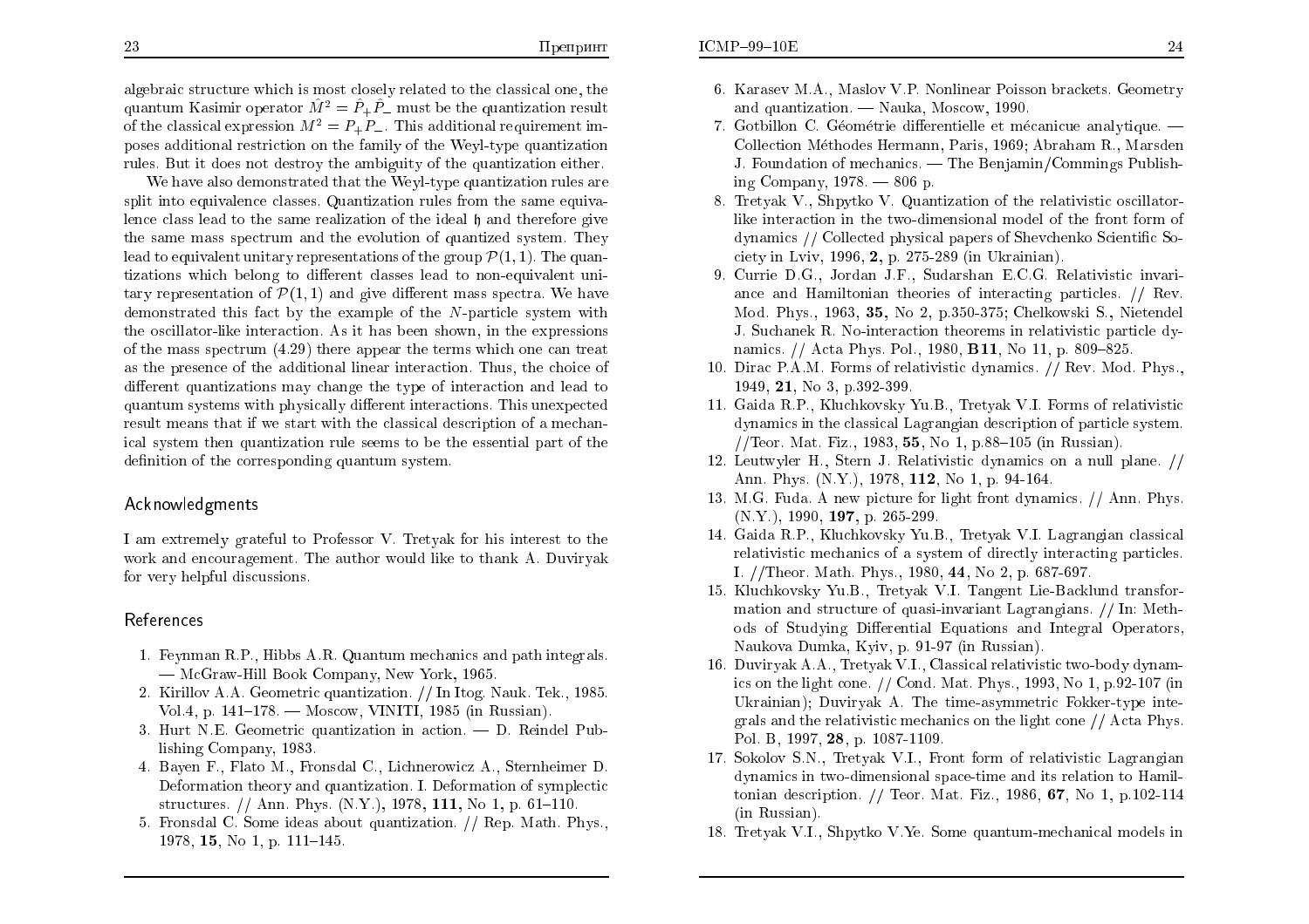algebraic structure which is most closely related to the classical one, the quantum Kasimir operator $\hat{M}^2 = \hat{P}_+\hat{P}_-$ must be the quantization result of the classical expression $M^2 = P_+P_-$. This additional requirement imposes additional restriction on the family of the Weyl-type quantization rules. But it does not destroy the ambiguity of the quantization either.

We have also demonstrated that the Weyl-type quantization rules are split into equivalence classes. Quantization rules from the same equivalence class lead to the same realization of the ideal $\mathfrak{h}$ and therefore give the same mass spectrum and the evolution of quantized system. They lead to equivalent unitary representations of the group $\mathcal{P}(1,1)$. The quantizations which belong to different classes lead to non-equivalent unitary representation of $\mathcal{P}(1,1)$ and give different mass spectra. We have demonstrated this fact by the example of the $N$-particle system with the oscillator-like interaction. As it has been shown, in the expressions of the mass spectrum (4.29) there appear the terms which one can treat as the presence of the additional linear interaction. Thus, the choice of different quantizations may change the type of interaction and lead to quantum systems with physically different interactions. This unexpected result means that if we start with the classical description of a mechanical system then quantization rule seems to be the essential part of the definition of the corresponding quantum system.

## Acknowledgments

I am extremely grateful to Professor V. Tretyak for his interest to the work and encouragement. The author would like to thank A. Duviryak for very helpful discussions.

## References

1. Feynman R.P., Hibbs A.R. Quantum mechanics and path integrals. — McGraw-Hill Book Company, New York, 1965.
2. Kirillov A.A. Geometric quantization. // In Itog. Nauk. Tek., 1985. Vol.4, p. 141–178. — Moscow, VINITI, 1985 (in Russian).
3. Hurt N.E. Geometric quantization in action. — D. Reindel Publishing Company, 1983.
4. Bayen F., Flato M., Fronsdal C., Lichnerowicz A., Sternheimer D. Deformation theory and quantization. I. Deformation of symplectic structures. // Ann. Phys. (N.Y.), 1978, **111**, No 1, p. 61–110.
5. Fronsdal C. Some ideas about quantization. // Rep. Math. Phys., 1978, **15**, No 1, p. 111–145.
6. Karasev M.A., Maslov V.P. Nonlinear Poisson brackets. Geometry and quantization. — Nauka, Moscow, 1990.
7. Gotbillon C. Géométrie differentielle et mécanicue analytique. — Collection Méthodes Hermann, Paris, 1969; Abraham R., Marsden J. Foundation of mechanics. — The Benjamin/Commings Publishing Company, 1978. — 806 p.
8. Tretyak V., Shpytko V. Quantization of the relativistic oscillator-like interaction in the two-dimensional model of the front form of dynamics // Collected physical papers of Shevchenko Scientific Society in Lviv, 1996, **2**, p. 275-289 (in Ukrainian).
9. Currie D.G., Jordan J.F., Sudarshan E.C.G. Relativistic invariance and Hamiltonian theories of interacting particles. // Rev. Mod. Phys., 1963, **35**, No 2, p.350-375; Chelkowski S., Nietendel J. Suchanek R. No-interaction theorems in relativistic particle dynamics. // Acta Phys. Pol., 1980, **B11**, No 11, p. 809–825.
10. Dirac P.A.M. Forms of relativistic dynamics. // Rev. Mod. Phys., 1949, **21**, No 3, p.392-399.
11. Gaida R.P., Kluchkovsky Yu.B., Tretyak V.I. Forms of relativistic dynamics in the classical Lagrangian description of particle system. //Teor. Mat. Fiz., 1983, **55**, No 1, p.88–105 (in Russian).
12. Leutwyler H., Stern J. Relativistic dynamics on a null plane. // Ann. Phys. (N.Y.), 1978, **112**, No 1, p. 94-164.
13. M.G. Fuda. A new picture for light front dynamics. // Ann. Phys. (N.Y.), 1990, **197,** p. 265-299.
14. Gaida R.P., Kluchkovsky Yu.B., Tretyak V.I. Lagrangian classical relativistic mechanics of a system of directly interacting particles. I. //Theor. Math. Phys., 1980, **44**, No 2, p. 687-697.
15. Kluchkovsky Yu.B., Tretyak V.I. Tangent Lie-Backlund transformation and structure of quasi-invariant Lagrangians. // In: Methods of Studying Differential Equations and Integral Operators, Naukova Dumka, Kyiv, p. 91-97 (in Russian).
16. Duviryak A.A., Tretyak V.I., Classical relativistic two-body dynamics on the light cone. // Cond. Mat. Phys., 1993, No 1, p.92-107 (in Ukrainian); Duviryak A. The time-asymmetric Fokker-type integrals and the relativistic mechanics on the light cone // Acta Phys. Pol. B, 1997, **28**, p. 1087-1109.
17. Sokolov S.N., Tretyak V.I., Front form of relativistic Lagrangian dynamics in two-dimensional space-time and its relation to Hamiltonian description. // Teor. Mat. Fiz., 1986, **67**, No 1, p.102-114 (in Russian).
18. Tretyak V.I., Shpytko V.Ye. Some quantum-mechanical models in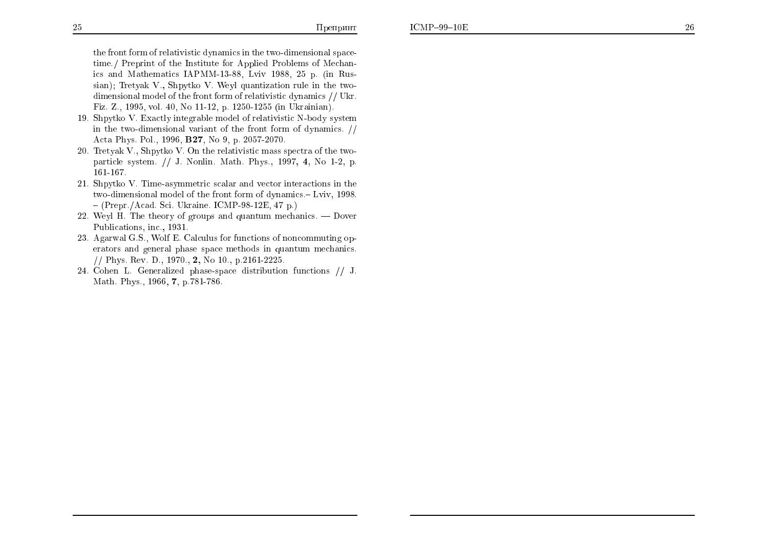the front form of relativistic dynamics in the two-dimensional space-time./ Preprint of the Institute for Applied Problems of Mechanics and Mathematics IAPMM-13-88, Lviv 1988, 25 p. (in Russian); Tretyak V., Shpytko V. Weyl quantization rule in the two-dimensional model of the front form of relativistic dynamics // Ukr. Fiz. Z., 1995, vol. 40, No 11-12, p. 1250-1255 (in Ukrainian).

19. Shpytko V. Exactly integrable model of relativistic N-body system in the two-dimensional variant of the front form of dynamics. // Acta Phys. Pol., 1996, **B27**, No 9, p. 2057-2070.
20. Tretyak V., Shpytko V. On the relativistic mass spectra of the two-particle system. // J. Nonlin. Math. Phys., 1997, **4**, No 1-2, p. 161-167.
21. Shpytko V. Time-asymmetric scalar and vector interactions in the two-dimensional model of the front form of dynamics.– Lviv, 1998. – (Prepr./Acad. Sci. Ukraine. ICMP-98-12E, 47 p.)
22. Weyl H. The theory of groups and quantum mechanics. — Dover Publications, inc., 1931.
23. Agarwal G.S., Wolf E. Calculus for functions of noncommuting operators and general phase space methods in quantum mechanics. // Phys. Rev. D., 1970., **2**, No 10., p.2161-2225.
24. Cohen L. Generalized phase-space distribution functions // J. Math. Phys., 1966, **7**, p.781-786.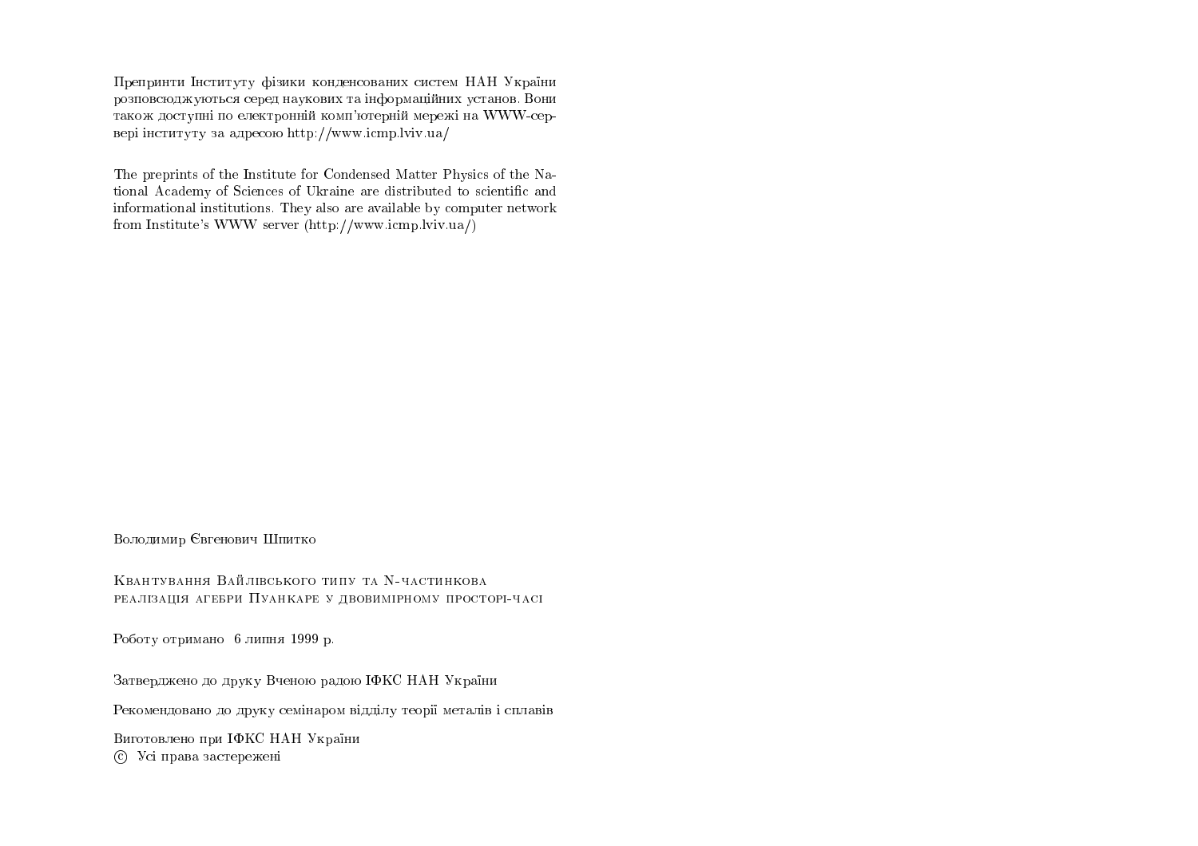Препринти Інституту фізики конденсованих систем НАН України розповсюджуються серед наукових та інформаційних установ. Вони також доступні по електронній комп'ютерній мережі на WWW-сервері інституту за адресою http://www.icmp.lviv.ua/

The preprints of the Institute for Condensed Matter Physics of the National Academy of Sciences of Ukraine are distributed to scientific and informational institutions. They also are available by computer network from Institute's WWW server (http://www.icmp.lviv.ua/)

Володимир Євгенович Шпитко

Квантування Вайлівського типу та N-частинкова реалізація агебри Пуанкаре у двовимірному просторі-часі

Роботу отримано 6 липня 1999 р.

Затверджено до друку Вченою радою ІФКС НАН України

Рекомендовано до друку семінаром відділу теорії металів і сплавів

Виготовлено при ІФКС НАН України
© Усі права застережені